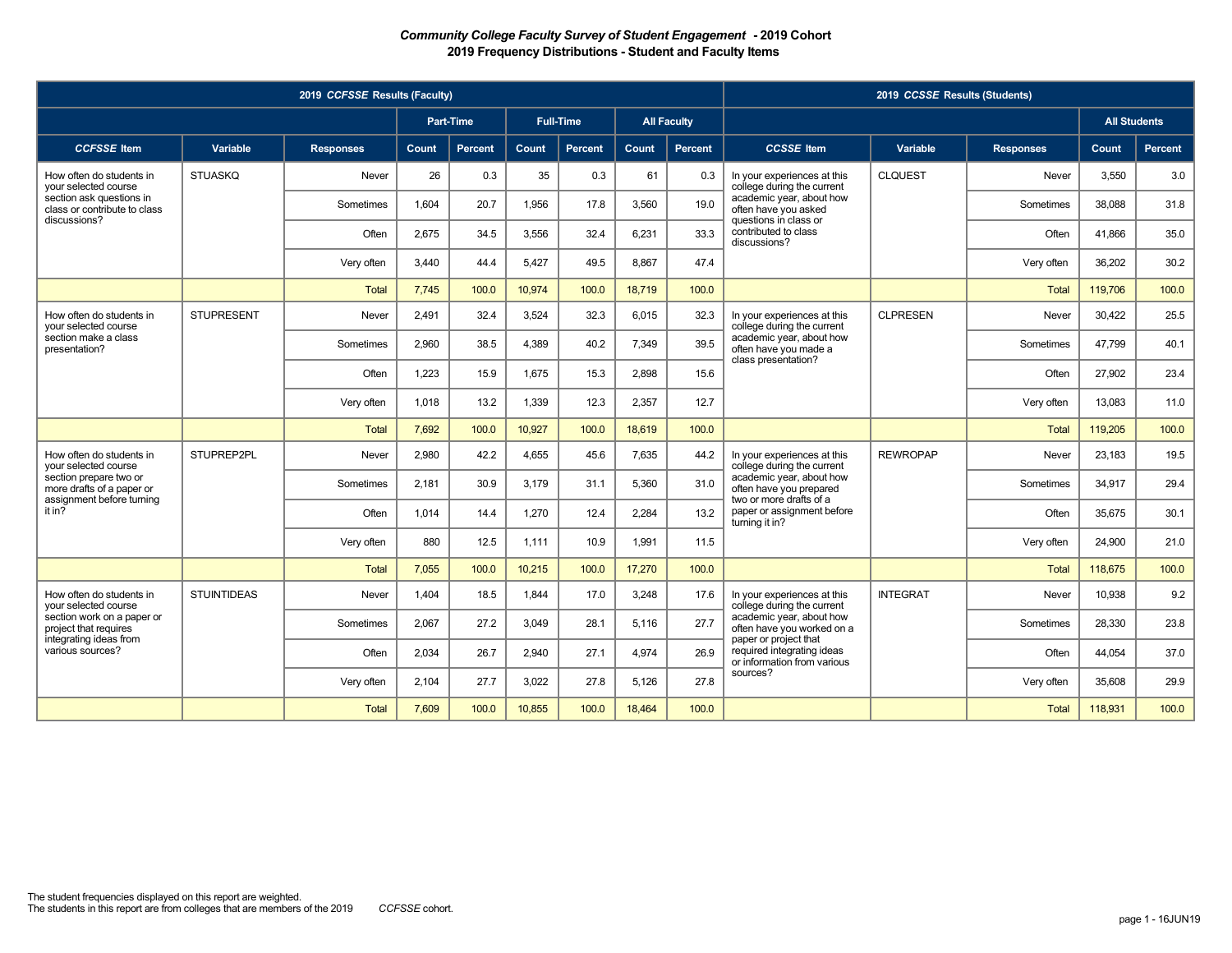# *Community College Faculty Survey of Student Engagement* - 2019 Cohort
## 2019 Frequency Distributions - Student and Faculty Items

| 2019 *CCFSSE* Results (Faculty) | | | | | | | | | 2019 *CCSSE* Results (Students) | | | | |
|---|---|---|---|---|---|---|---|---|---|---|---|---|---|
| | | | Part-Time | | Full-Time | | All Faculty | | | | | All Students | |
| *CCFSSE* Item | Variable | Responses | Count | Percent | Count | Percent | Count | Percent | *CCSSE* Item | Variable | Responses | Count | Percent |
| How often do students in your selected course section ask questions in class or contribute to class discussions? | STUASKQ | Never | 26 | 0.3 | 35 | 0.3 | 61 | 0.3 | In your experiences at this college during the current academic year, about how often have you asked questions in class or contributed to class discussions? | CLQUEST | Never | 3,550 | 3.0 |
| | | Sometimes | 1,604 | 20.7 | 1,956 | 17.8 | 3,560 | 19.0 | | | Sometimes | 38,088 | 31.8 |
| | | Often | 2,675 | 34.5 | 3,556 | 32.4 | 6,231 | 33.3 | | | Often | 41,866 | 35.0 |
| | | Very often | 3,440 | 44.4 | 5,427 | 49.5 | 8,867 | 47.4 | | | Very often | 36,202 | 30.2 |
| | | Total | 7,745 | 100.0 | 10,974 | 100.0 | 18,719 | 100.0 | | | Total | 119,706 | 100.0 |
| How often do students in your selected course section make a class presentation? | STUPRESENT | Never | 2,491 | 32.4 | 3,524 | 32.3 | 6,015 | 32.3 | In your experiences at this college during the current academic year, about how often have you made a class presentation? | CLPRESEN | Never | 30,422 | 25.5 |
| | | Sometimes | 2,960 | 38.5 | 4,389 | 40.2 | 7,349 | 39.5 | | | Sometimes | 47,799 | 40.1 |
| | | Often | 1,223 | 15.9 | 1,675 | 15.3 | 2,898 | 15.6 | | | Often | 27,902 | 23.4 |
| | | Very often | 1,018 | 13.2 | 1,339 | 12.3 | 2,357 | 12.7 | | | Very often | 13,083 | 11.0 |
| | | Total | 7,692 | 100.0 | 10,927 | 100.0 | 18,619 | 100.0 | | | Total | 119,205 | 100.0 |
| How often do students in your selected course section prepare two or more drafts of a paper or assignment before turning it in? | STUPREP2PL | Never | 2,980 | 42.2 | 4,655 | 45.6 | 7,635 | 44.2 | In your experiences at this college during the current academic year, about how often have you prepared two or more drafts of a paper or assignment before turning it in? | REWROPAP | Never | 23,183 | 19.5 |
| | | Sometimes | 2,181 | 30.9 | 3,179 | 31.1 | 5,360 | 31.0 | | | Sometimes | 34,917 | 29.4 |
| | | Often | 1,014 | 14.4 | 1,270 | 12.4 | 2,284 | 13.2 | | | Often | 35,675 | 30.1 |
| | | Very often | 880 | 12.5 | 1,111 | 10.9 | 1,991 | 11.5 | | | Very often | 24,900 | 21.0 |
| | | Total | 7,055 | 100.0 | 10,215 | 100.0 | 17,270 | 100.0 | | | Total | 118,675 | 100.0 |
| How often do students in your selected course section work on a paper or project that requires integrating ideas from various sources? | STUINTIDEAS | Never | 1,404 | 18.5 | 1,844 | 17.0 | 3,248 | 17.6 | In your experiences at this college during the current academic year, about how often have you worked on a paper or project that required integrating ideas or information from various sources? | INTEGRAT | Never | 10,938 | 9.2 |
| | | Sometimes | 2,067 | 27.2 | 3,049 | 28.1 | 5,116 | 27.7 | | | Sometimes | 28,330 | 23.8 |
| | | Often | 2,034 | 26.7 | 2,940 | 27.1 | 4,974 | 26.9 | | | Often | 44,054 | 37.0 |
| | | Very often | 2,104 | 27.7 | 3,022 | 27.8 | 5,126 | 27.8 | | | Very often | 35,608 | 29.9 |
| | | Total | 7,609 | 100.0 | 10,855 | 100.0 | 18,464 | 100.0 | | | Total | 118,931 | 100.0 |

The student frequencies displayed on this report are weighted.
The students in this report are from colleges that are members of the 2019 *CCFSSE* cohort.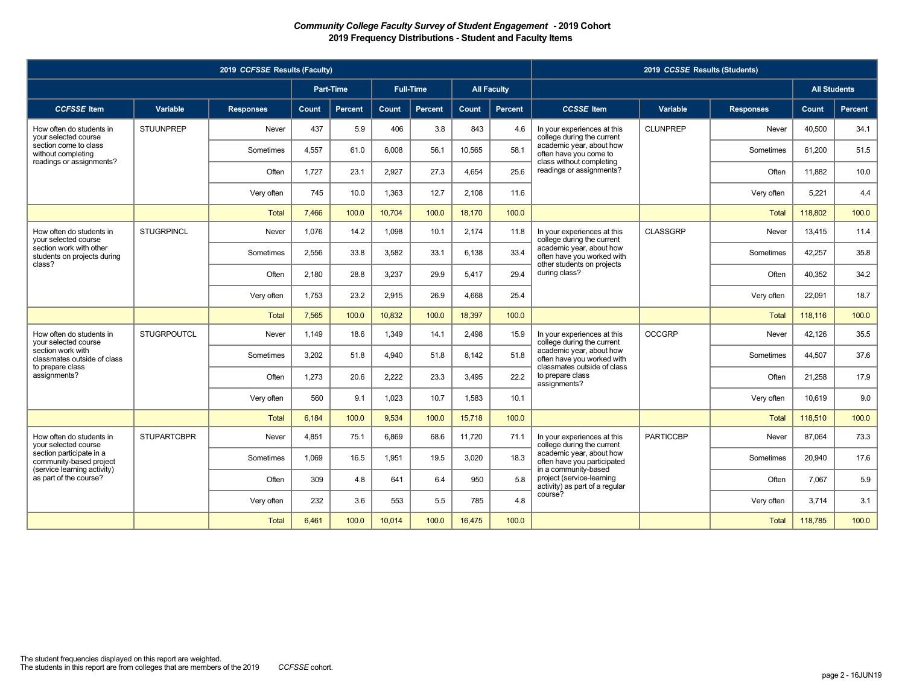***Community College Faculty Survey of Student Engagement* - 2019 Cohort**

**2019 Frequency Distributions - Student and Faculty Items**

| 2019 *CCFSSE* Results (Faculty) | | | | | | | | | 2019 *CCSSE* Results (Students) | | | | |
|---|---|---|---|---|---|---|---|---|---|---|---|---|---|
| | | | Part-Time | | Full-Time | | All Faculty | | | | | All Students | |
| *CCFSSE* Item | Variable | Responses | Count | Percent | Count | Percent | Count | Percent | *CCSSE* Item | Variable | Responses | Count | Percent |
| How often do students in your selected course section come to class without completing readings or assignments? | STUUNPREP | Never | 437 | 5.9 | 406 | 3.8 | 843 | 4.6 | In your experiences at this college during the current academic year, about how often have you come to class without completing readings or assignments? | CLUNPREP | Never | 40,500 | 34.1 |
| | | Sometimes | 4,557 | 61.0 | 6,008 | 56.1 | 10,565 | 58.1 | | | Sometimes | 61,200 | 51.5 |
| | | Often | 1,727 | 23.1 | 2,927 | 27.3 | 4,654 | 25.6 | | | Often | 11,882 | 10.0 |
| | | Very often | 745 | 10.0 | 1,363 | 12.7 | 2,108 | 11.6 | | | Very often | 5,221 | 4.4 |
| | | Total | 7,466 | 100.0 | 10,704 | 100.0 | 18,170 | 100.0 | | | Total | 118,802 | 100.0 |
| How often do students in your selected course section work with other students on projects during class? | STUGRPINCL | Never | 1,076 | 14.2 | 1,098 | 10.1 | 2,174 | 11.8 | In your experiences at this college during the current academic year, about how often have you worked with other students on projects during class? | CLASSGRP | Never | 13,415 | 11.4 |
| | | Sometimes | 2,556 | 33.8 | 3,582 | 33.1 | 6,138 | 33.4 | | | Sometimes | 42,257 | 35.8 |
| | | Often | 2,180 | 28.8 | 3,237 | 29.9 | 5,417 | 29.4 | | | Often | 40,352 | 34.2 |
| | | Very often | 1,753 | 23.2 | 2,915 | 26.9 | 4,668 | 25.4 | | | Very often | 22,091 | 18.7 |
| | | Total | 7,565 | 100.0 | 10,832 | 100.0 | 18,397 | 100.0 | | | Total | 118,116 | 100.0 |
| How often do students in your selected course section work with classmates outside of class to prepare class assignments? | STUGRPOUTCL | Never | 1,149 | 18.6 | 1,349 | 14.1 | 2,498 | 15.9 | In your experiences at this college during the current academic year, about how often have you worked with classmates outside of class to prepare class assignments? | OCCGRP | Never | 42,126 | 35.5 |
| | | Sometimes | 3,202 | 51.8 | 4,940 | 51.8 | 8,142 | 51.8 | | | Sometimes | 44,507 | 37.6 |
| | | Often | 1,273 | 20.6 | 2,222 | 23.3 | 3,495 | 22.2 | | | Often | 21,258 | 17.9 |
| | | Very often | 560 | 9.1 | 1,023 | 10.7 | 1,583 | 10.1 | | | Very often | 10,619 | 9.0 |
| | | Total | 6,184 | 100.0 | 9,534 | 100.0 | 15,718 | 100.0 | | | Total | 118,510 | 100.0 |
| How often do students in your selected course section participate in a community-based project (service learning activity) as part of the course? | STUPARTCBPR | Never | 4,851 | 75.1 | 6,869 | 68.6 | 11,720 | 71.1 | In your experiences at this college during the current academic year, about how often have you participated in a community-based project (service-learning activity) as part of a regular course? | PARTICCBP | Never | 87,064 | 73.3 |
| | | Sometimes | 1,069 | 16.5 | 1,951 | 19.5 | 3,020 | 18.3 | | | Sometimes | 20,940 | 17.6 |
| | | Often | 309 | 4.8 | 641 | 6.4 | 950 | 5.8 | | | Often | 7,067 | 5.9 |
| | | Very often | 232 | 3.6 | 553 | 5.5 | 785 | 4.8 | | | Very often | 3,714 | 3.1 |
| | | Total | 6,461 | 100.0 | 10,014 | 100.0 | 16,475 | 100.0 | | | Total | 118,785 | 100.0 |

The student frequencies displayed on this report are weighted.
The students in this report are from colleges that are members of the 2019 *CCFSSE* cohort.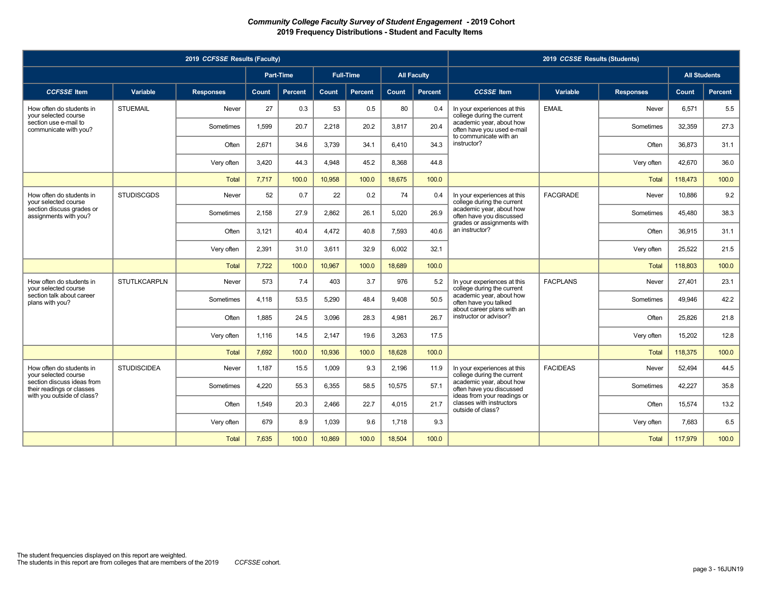**Community College Faculty Survey of Student Engagement - 2019 Cohort**
**2019 Frequency Distributions - Student and Faculty Items**

| 2019 *CCFSSE* Results (Faculty) | | | | | | | | | 2019 *CCSSE* Results (Students) | | | | |
|---|---|---|---|---|---|---|---|---|---|---|---|---|---|
| | | | Part-Time | | Full-Time | | All Faculty | | | | | All Students | |
| *CCFSSE* Item | Variable | Responses | Count | Percent | Count | Percent | Count | Percent | *CCSSE* Item | Variable | Responses | Count | Percent |
| How often do students in your selected course section use e-mail to communicate with you? | STUEMAIL | Never | 27 | 0.3 | 53 | 0.5 | 80 | 0.4 | In your experiences at this college during the current academic year, about how often have you used e-mail to communicate with an instructor? | EMAIL | Never | 6,571 | 5.5 |
| | | Sometimes | 1,599 | 20.7 | 2,218 | 20.2 | 3,817 | 20.4 | | | Sometimes | 32,359 | 27.3 |
| | | Often | 2,671 | 34.6 | 3,739 | 34.1 | 6,410 | 34.3 | | | Often | 36,873 | 31.1 |
| | | Very often | 3,420 | 44.3 | 4,948 | 45.2 | 8,368 | 44.8 | | | Very often | 42,670 | 36.0 |
| | | Total | 7,717 | 100.0 | 10,958 | 100.0 | 18,675 | 100.0 | | | Total | 118,473 | 100.0 |
| How often do students in your selected course section discuss grades or assignments with you? | STUDISCGDS | Never | 52 | 0.7 | 22 | 0.2 | 74 | 0.4 | In your experiences at this college during the current academic year, about how often have you discussed grades or assignments with an instructor? | FACGRADE | Never | 10,886 | 9.2 |
| | | Sometimes | 2,158 | 27.9 | 2,862 | 26.1 | 5,020 | 26.9 | | | Sometimes | 45,480 | 38.3 |
| | | Often | 3,121 | 40.4 | 4,472 | 40.8 | 7,593 | 40.6 | | | Often | 36,915 | 31.1 |
| | | Very often | 2,391 | 31.0 | 3,611 | 32.9 | 6,002 | 32.1 | | | Very often | 25,522 | 21.5 |
| | | Total | 7,722 | 100.0 | 10,967 | 100.0 | 18,689 | 100.0 | | | Total | 118,803 | 100.0 |
| How often do students in your selected course section talk about career plans with you? | STUTLKCARPLN | Never | 573 | 7.4 | 403 | 3.7 | 976 | 5.2 | In your experiences at this college during the current academic year, about how often have you talked about career plans with an instructor or advisor? | FACPLANS | Never | 27,401 | 23.1 |
| | | Sometimes | 4,118 | 53.5 | 5,290 | 48.4 | 9,408 | 50.5 | | | Sometimes | 49,946 | 42.2 |
| | | Often | 1,885 | 24.5 | 3,096 | 28.3 | 4,981 | 26.7 | | | Often | 25,826 | 21.8 |
| | | Very often | 1,116 | 14.5 | 2,147 | 19.6 | 3,263 | 17.5 | | | Very often | 15,202 | 12.8 |
| | | Total | 7,692 | 100.0 | 10,936 | 100.0 | 18,628 | 100.0 | | | Total | 118,375 | 100.0 |
| How often do students in your selected course section discuss ideas from their readings or classes with you outside of class? | STUDISCIDEA | Never | 1,187 | 15.5 | 1,009 | 9.3 | 2,196 | 11.9 | In your experiences at this college during the current academic year, about how often have you discussed ideas from your readings or classes with instructors outside of class? | FACIDEAS | Never | 52,494 | 44.5 |
| | | Sometimes | 4,220 | 55.3 | 6,355 | 58.5 | 10,575 | 57.1 | | | Sometimes | 42,227 | 35.8 |
| | | Often | 1,549 | 20.3 | 2,466 | 22.7 | 4,015 | 21.7 | | | Often | 15,574 | 13.2 |
| | | Very often | 679 | 8.9 | 1,039 | 9.6 | 1,718 | 9.3 | | | Very often | 7,683 | 6.5 |
| | | Total | 7,635 | 100.0 | 10,869 | 100.0 | 18,504 | 100.0 | | | Total | 117,979 | 100.0 |

The student frequencies displayed on this report are weighted.
The students in this report are from colleges that are members of the 2019 *CCFSSE* cohort.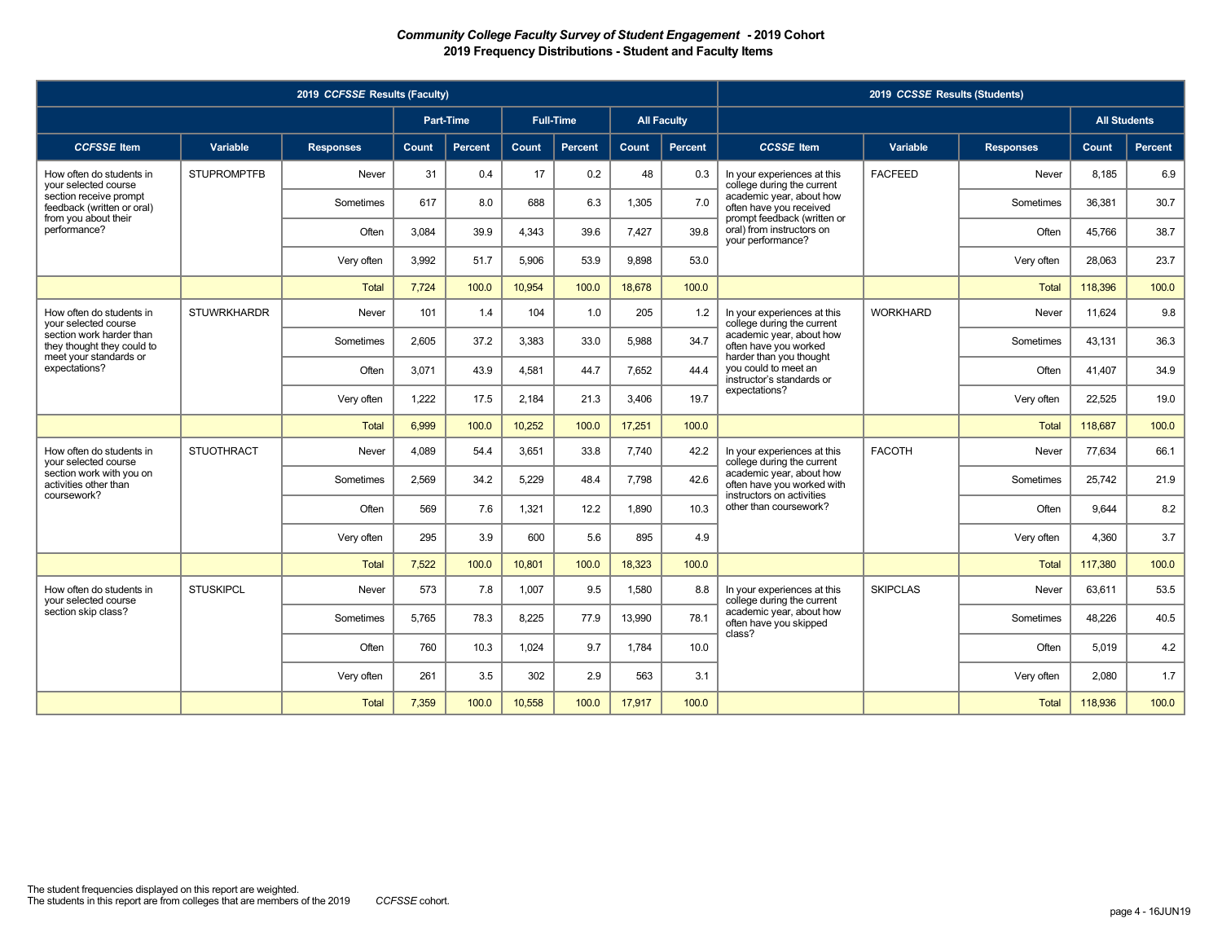**_Community College Faculty Survey of Student Engagement_ - 2019 Cohort**
**2019 Frequency Distributions - Student and Faculty Items**

| 2019 _CCFSSE_ Results (Faculty) | | | | | | | | | 2019 _CCSSE_ Results (Students) | | | | |
|---|---|---|---|---|---|---|---|---|---|---|---|---|---|
| | | | Part-Time | | Full-Time | | All Faculty | | | | | All Students | |
| _CCFSSE_ Item | Variable | Responses | Count | Percent | Count | Percent | Count | Percent | _CCSSE_ Item | Variable | Responses | Count | Percent |
| How often do students in your selected course section receive prompt feedback (written or oral) from you about their performance? | STUPROMPTFB | Never | 31 | 0.4 | 17 | 0.2 | 48 | 0.3 | In your experiences at this college during the current academic year, about how often have you received prompt feedback (written or oral) from instructors on your performance? | FACFEED | Never | 8,185 | 6.9 |
| | | Sometimes | 617 | 8.0 | 688 | 6.3 | 1,305 | 7.0 | | | Sometimes | 36,381 | 30.7 |
| | | Often | 3,084 | 39.9 | 4,343 | 39.6 | 7,427 | 39.8 | | | Often | 45,766 | 38.7 |
| | | Very often | 3,992 | 51.7 | 5,906 | 53.9 | 9,898 | 53.0 | | | Very often | 28,063 | 23.7 |
| | | Total | 7,724 | 100.0 | 10,954 | 100.0 | 18,678 | 100.0 | | | Total | 118,396 | 100.0 |
| How often do students in your selected course section work harder than they thought they could to meet your standards or expectations? | STUWRKHARDR | Never | 101 | 1.4 | 104 | 1.0 | 205 | 1.2 | In your experiences at this college during the current academic year, about how often have you worked harder than you thought you could to meet an instructor's standards or expectations? | WORKHARD | Never | 11,624 | 9.8 |
| | | Sometimes | 2,605 | 37.2 | 3,383 | 33.0 | 5,988 | 34.7 | | | Sometimes | 43,131 | 36.3 |
| | | Often | 3,071 | 43.9 | 4,581 | 44.7 | 7,652 | 44.4 | | | Often | 41,407 | 34.9 |
| | | Very often | 1,222 | 17.5 | 2,184 | 21.3 | 3,406 | 19.7 | | | Very often | 22,525 | 19.0 |
| | | Total | 6,999 | 100.0 | 10,252 | 100.0 | 17,251 | 100.0 | | | Total | 118,687 | 100.0 |
| How often do students in your selected course section work with you on activities other than coursework? | STUOTHRACT | Never | 4,089 | 54.4 | 3,651 | 33.8 | 7,740 | 42.2 | In your experiences at this college during the current academic year, about how often have you worked with instructors on activities other than coursework? | FACOTH | Never | 77,634 | 66.1 |
| | | Sometimes | 2,569 | 34.2 | 5,229 | 48.4 | 7,798 | 42.6 | | | Sometimes | 25,742 | 21.9 |
| | | Often | 569 | 7.6 | 1,321 | 12.2 | 1,890 | 10.3 | | | Often | 9,644 | 8.2 |
| | | Very often | 295 | 3.9 | 600 | 5.6 | 895 | 4.9 | | | Very often | 4,360 | 3.7 |
| | | Total | 7,522 | 100.0 | 10,801 | 100.0 | 18,323 | 100.0 | | | Total | 117,380 | 100.0 |
| How often do students in your selected course section skip class? | STUSKIPCL | Never | 573 | 7.8 | 1,007 | 9.5 | 1,580 | 8.8 | In your experiences at this college during the current academic year, about how often have you skipped class? | SKIPCLAS | Never | 63,611 | 53.5 |
| | | Sometimes | 5,765 | 78.3 | 8,225 | 77.9 | 13,990 | 78.1 | | | Sometimes | 48,226 | 40.5 |
| | | Often | 760 | 10.3 | 1,024 | 9.7 | 1,784 | 10.0 | | | Often | 5,019 | 4.2 |
| | | Very often | 261 | 3.5 | 302 | 2.9 | 563 | 3.1 | | | Very often | 2,080 | 1.7 |
| | | Total | 7,359 | 100.0 | 10,558 | 100.0 | 17,917 | 100.0 | | | Total | 118,936 | 100.0 |

The student frequencies displayed on this report are weighted.
The students in this report are from colleges that are members of the 2019 _CCFSSE_ cohort.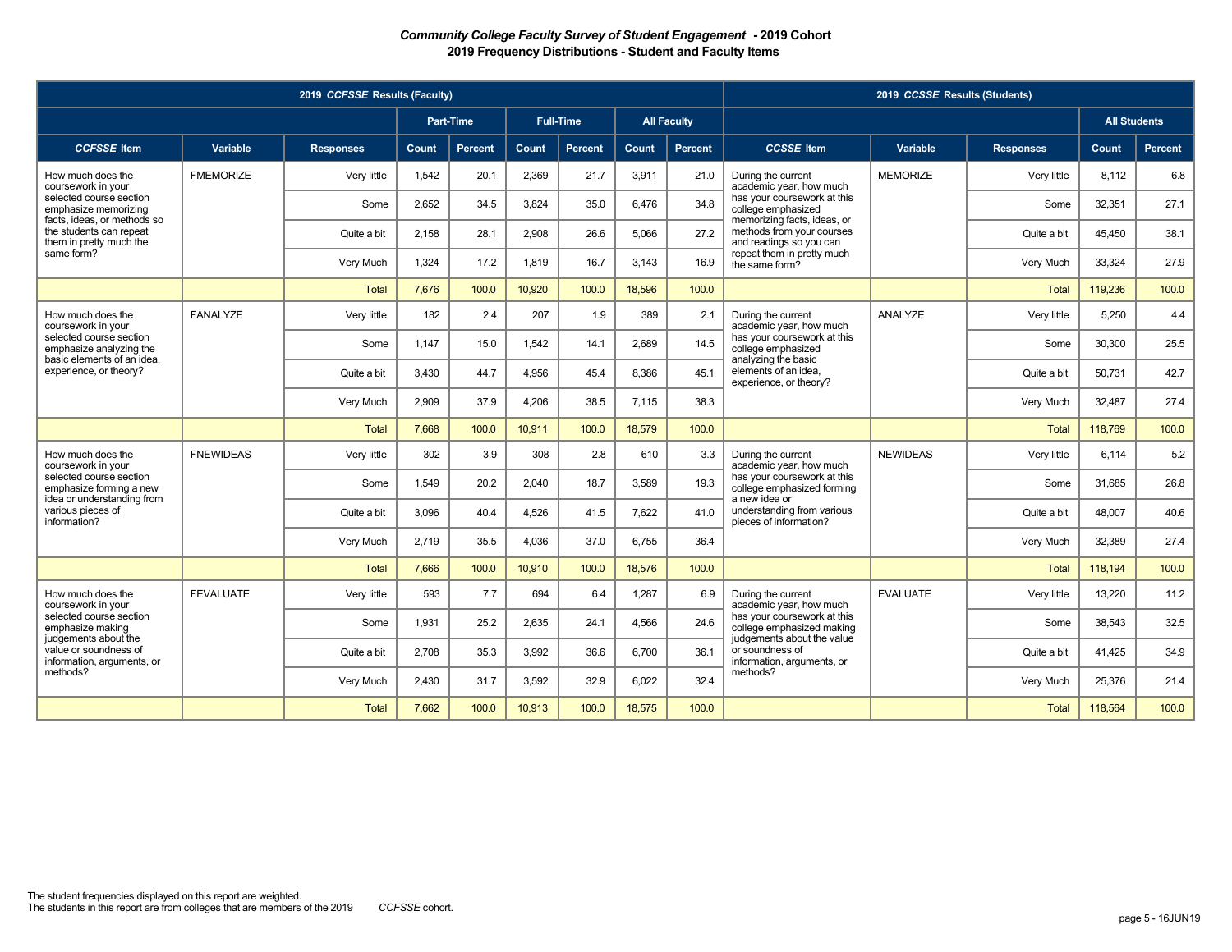### *Community College Faculty Survey of Student Engagement* - 2019 Cohort
### 2019 Frequency Distributions - Student and Faculty Items

| 2019 *CCFSSE* Results (Faculty) | | | | | | | | | 2019 *CCSSE* Results (Students) | | | | |
|---|---|---|---|---|---|---|---|---|---|---|---|---|---|
| | | | Part-Time | | Full-Time | | All Faculty | | | | | All Students | |
| *CCFSSE* Item | Variable | Responses | Count | Percent | Count | Percent | Count | Percent | *CCSSE* Item | Variable | Responses | Count | Percent |
| How much does the coursework in your selected course section emphasize memorizing facts, ideas, or methods so the students can repeat them in pretty much the same form? | FMEMORIZE | Very little | 1,542 | 20.1 | 2,369 | 21.7 | 3,911 | 21.0 | During the current academic year, how much has your coursework at this college emphasized memorizing facts, ideas, or methods from your courses and readings so you can repeat them in pretty much the same form? | MEMORIZE | Very little | 8,112 | 6.8 |
| | | Some | 2,652 | 34.5 | 3,824 | 35.0 | 6,476 | 34.8 | | | Some | 32,351 | 27.1 |
| | | Quite a bit | 2,158 | 28.1 | 2,908 | 26.6 | 5,066 | 27.2 | | | Quite a bit | 45,450 | 38.1 |
| | | Very Much | 1,324 | 17.2 | 1,819 | 16.7 | 3,143 | 16.9 | | | Very Much | 33,324 | 27.9 |
| | | Total | 7,676 | 100.0 | 10,920 | 100.0 | 18,596 | 100.0 | | | Total | 119,236 | 100.0 |
| How much does the coursework in your selected course section emphasize analyzing the basic elements of an idea, experience, or theory? | FANALYZE | Very little | 182 | 2.4 | 207 | 1.9 | 389 | 2.1 | During the current academic year, how much has your coursework at this college emphasized analyzing the basic elements of an idea, experience, or theory? | ANALYZE | Very little | 5,250 | 4.4 |
| | | Some | 1,147 | 15.0 | 1,542 | 14.1 | 2,689 | 14.5 | | | Some | 30,300 | 25.5 |
| | | Quite a bit | 3,430 | 44.7 | 4,956 | 45.4 | 8,386 | 45.1 | | | Quite a bit | 50,731 | 42.7 |
| | | Very Much | 2,909 | 37.9 | 4,206 | 38.5 | 7,115 | 38.3 | | | Very Much | 32,487 | 27.4 |
| | | Total | 7,668 | 100.0 | 10,911 | 100.0 | 18,579 | 100.0 | | | Total | 118,769 | 100.0 |
| How much does the coursework in your selected course section emphasize forming a new idea or understanding from various pieces of information? | FNEWIDEAS | Very little | 302 | 3.9 | 308 | 2.8 | 610 | 3.3 | During the current academic year, how much has your coursework at this college emphasized forming a new idea or understanding from various pieces of information? | NEWIDEAS | Very little | 6,114 | 5.2 |
| | | Some | 1,549 | 20.2 | 2,040 | 18.7 | 3,589 | 19.3 | | | Some | 31,685 | 26.8 |
| | | Quite a bit | 3,096 | 40.4 | 4,526 | 41.5 | 7,622 | 41.0 | | | Quite a bit | 48,007 | 40.6 |
| | | Very Much | 2,719 | 35.5 | 4,036 | 37.0 | 6,755 | 36.4 | | | Very Much | 32,389 | 27.4 |
| | | Total | 7,666 | 100.0 | 10,910 | 100.0 | 18,576 | 100.0 | | | Total | 118,194 | 100.0 |
| How much does the coursework in your selected course section emphasize making judgements about the value or soundness of information, arguments, or methods? | FEVALUATE | Very little | 593 | 7.7 | 694 | 6.4 | 1,287 | 6.9 | During the current academic year, how much has your coursework at this college emphasized making judgements about the value or soundness of information, arguments, or methods? | EVALUATE | Very little | 13,220 | 11.2 |
| | | Some | 1,931 | 25.2 | 2,635 | 24.1 | 4,566 | 24.6 | | | Some | 38,543 | 32.5 |
| | | Quite a bit | 2,708 | 35.3 | 3,992 | 36.6 | 6,700 | 36.1 | | | Quite a bit | 41,425 | 34.9 |
| | | Very Much | 2,430 | 31.7 | 3,592 | 32.9 | 6,022 | 32.4 | | | Very Much | 25,376 | 21.4 |
| | | Total | 7,662 | 100.0 | 10,913 | 100.0 | 18,575 | 100.0 | | | Total | 118,564 | 100.0 |

The student frequencies displayed on this report are weighted.
The students in this report are from colleges that are members of the 2019 *CCFSSE* cohort.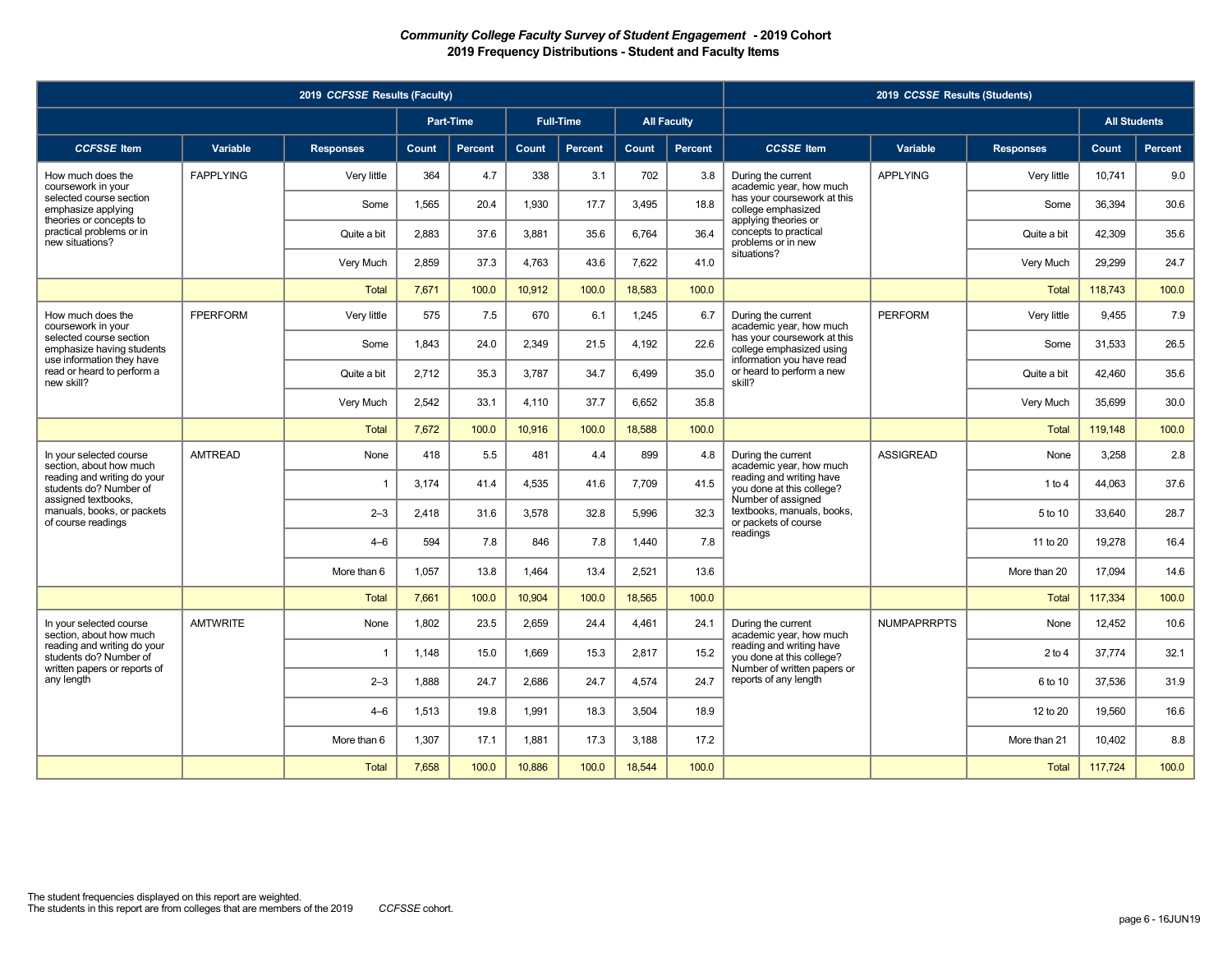**_Community College Faculty Survey of Student Engagement_ - 2019 Cohort**
**2019 Frequency Distributions - Student and Faculty Items**

| 2019 *CCFSSE* Results (Faculty) | | | | | | | | | 2019 *CCSSE* Results (Students) | | | | |
|---|---|---|---|---|---|---|---|---|---|---|---|---|---|
| | | | Part-Time | | Full-Time | | All Faculty | | | | | All Students | |
| *CCFSSE* Item | Variable | Responses | Count | Percent | Count | Percent | Count | Percent | *CCSSE* Item | Variable | Responses | Count | Percent |
| How much does the coursework in your selected course section emphasize applying theories or concepts to practical problems or in new situations? | FAPPLYING | Very little | 364 | 4.7 | 338 | 3.1 | 702 | 3.8 | During the current academic year, how much has your coursework at this college emphasized applying theories or concepts to practical problems or in new situations? | APPLYING | Very little | 10,741 | 9.0 |
| | | Some | 1,565 | 20.4 | 1,930 | 17.7 | 3,495 | 18.8 | | | Some | 36,394 | 30.6 |
| | | Quite a bit | 2,883 | 37.6 | 3,881 | 35.6 | 6,764 | 36.4 | | | Quite a bit | 42,309 | 35.6 |
| | | Very Much | 2,859 | 37.3 | 4,763 | 43.6 | 7,622 | 41.0 | | | Very Much | 29,299 | 24.7 |
| | | Total | 7,671 | 100.0 | 10,912 | 100.0 | 18,583 | 100.0 | | | Total | 118,743 | 100.0 |
| How much does the coursework in your selected course section emphasize having students use information they have read or heard to perform a new skill? | FPERFORM | Very little | 575 | 7.5 | 670 | 6.1 | 1,245 | 6.7 | During the current academic year, how much has your coursework at this college emphasized using information you have read or heard to perform a new skill? | PERFORM | Very little | 9,455 | 7.9 |
| | | Some | 1,843 | 24.0 | 2,349 | 21.5 | 4,192 | 22.6 | | | Some | 31,533 | 26.5 |
| | | Quite a bit | 2,712 | 35.3 | 3,787 | 34.7 | 6,499 | 35.0 | | | Quite a bit | 42,460 | 35.6 |
| | | Very Much | 2,542 | 33.1 | 4,110 | 37.7 | 6,652 | 35.8 | | | Very Much | 35,699 | 30.0 |
| | | Total | 7,672 | 100.0 | 10,916 | 100.0 | 18,588 | 100.0 | | | Total | 119,148 | 100.0 |
| In your selected course section, about how much reading and writing do your students do? Number of assigned textbooks, manuals, books, or packets of course readings | AMTREAD | None | 418 | 5.5 | 481 | 4.4 | 899 | 4.8 | During the current academic year, how much reading and writing have you done at this college? Number of assigned textbooks, manuals, books, or packets of course readings | ASSIGREAD | None | 3,258 | 2.8 |
| | | 1 | 3,174 | 41.4 | 4,535 | 41.6 | 7,709 | 41.5 | | | 1 to 4 | 44,063 | 37.6 |
| | | 2–3 | 2,418 | 31.6 | 3,578 | 32.8 | 5,996 | 32.3 | | | 5 to 10 | 33,640 | 28.7 |
| | | 4–6 | 594 | 7.8 | 846 | 7.8 | 1,440 | 7.8 | | | 11 to 20 | 19,278 | 16.4 |
| | | More than 6 | 1,057 | 13.8 | 1,464 | 13.4 | 2,521 | 13.6 | | | More than 20 | 17,094 | 14.6 |
| | | Total | 7,661 | 100.0 | 10,904 | 100.0 | 18,565 | 100.0 | | | Total | 117,334 | 100.0 |
| In your selected course section, about how much reading and writing do your students do? Number of written papers or reports of any length | AMTWRITE | None | 1,802 | 23.5 | 2,659 | 24.4 | 4,461 | 24.1 | During the current academic year, how much reading and writing have you done at this college? Number of written papers or reports of any length | NUMPAPRRPTS | None | 12,452 | 10.6 |
| | | 1 | 1,148 | 15.0 | 1,669 | 15.3 | 2,817 | 15.2 | | | 2 to 4 | 37,774 | 32.1 |
| | | 2–3 | 1,888 | 24.7 | 2,686 | 24.7 | 4,574 | 24.7 | | | 6 to 10 | 37,536 | 31.9 |
| | | 4–6 | 1,513 | 19.8 | 1,991 | 18.3 | 3,504 | 18.9 | | | 12 to 20 | 19,560 | 16.6 |
| | | More than 6 | 1,307 | 17.1 | 1,881 | 17.3 | 3,188 | 17.2 | | | More than 21 | 10,402 | 8.8 |
| | | Total | 7,658 | 100.0 | 10,886 | 100.0 | 18,544 | 100.0 | | | Total | 117,724 | 100.0 |

The student frequencies displayed on this report are weighted.
The students in this report are from colleges that are members of the 2019 *CCFSSE* cohort.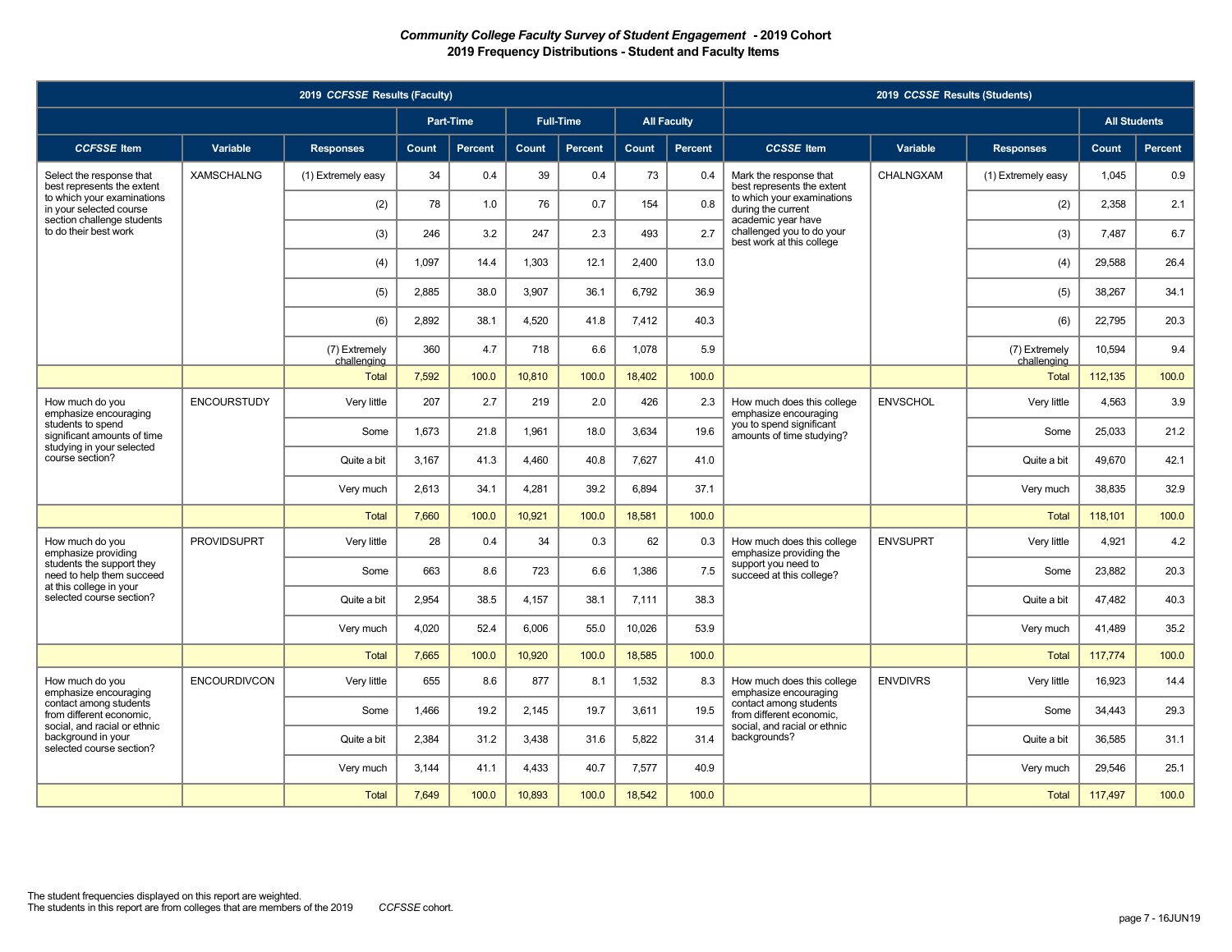# *Community College Faculty Survey of Student Engagement* - 2019 Cohort

## 2019 Frequency Distributions - Student and Faculty Items

| 2019 *CCFSSE* Results (Faculty) | | | | | | | | | 2019 *CCSSE* Results (Students) | | | | |
|---|---|---|---|---|---|---|---|---|---|---|---|---|---|
| | | | Part-Time | | Full-Time | | All Faculty | | | | | All Students | |
| *CCFSSE* Item | Variable | Responses | Count | Percent | Count | Percent | Count | Percent | *CCSSE* Item | Variable | Responses | Count | Percent |
| Select the response that best represents the extent to which your examinations in your selected course section challenge students to do their best work | XAMSCHALNG | (1) Extremely easy | 34 | 0.4 | 39 | 0.4 | 73 | 0.4 | Mark the response that best represents the extent to which your examinations during the current academic year have challenged you to do your best work at this college | CHALNGXAM | (1) Extremely easy | 1,045 | 0.9 |
| | | (2) | 78 | 1.0 | 76 | 0.7 | 154 | 0.8 | | | (2) | 2,358 | 2.1 |
| | | (3) | 246 | 3.2 | 247 | 2.3 | 493 | 2.7 | | | (3) | 7,487 | 6.7 |
| | | (4) | 1,097 | 14.4 | 1,303 | 12.1 | 2,400 | 13.0 | | | (4) | 29,588 | 26.4 |
| | | (5) | 2,885 | 38.0 | 3,907 | 36.1 | 6,792 | 36.9 | | | (5) | 38,267 | 34.1 |
| | | (6) | 2,892 | 38.1 | 4,520 | 41.8 | 7,412 | 40.3 | | | (6) | 22,795 | 20.3 |
| | | (7) Extremely challenging | 360 | 4.7 | 718 | 6.6 | 1,078 | 5.9 | | | (7) Extremely challenging | 10,594 | 9.4 |
| | | Total | 7,592 | 100.0 | 10,810 | 100.0 | 18,402 | 100.0 | | | Total | 112,135 | 100.0 |
| How much do you emphasize encouraging students to spend significant amounts of time studying in your selected course section? | ENCOURSTUDY | Very little | 207 | 2.7 | 219 | 2.0 | 426 | 2.3 | How much does this college emphasize encouraging you to spend significant amounts of time studying? | ENVSCHOL | Very little | 4,563 | 3.9 |
| | | Some | 1,673 | 21.8 | 1,961 | 18.0 | 3,634 | 19.6 | | | Some | 25,033 | 21.2 |
| | | Quite a bit | 3,167 | 41.3 | 4,460 | 40.8 | 7,627 | 41.0 | | | Quite a bit | 49,670 | 42.1 |
| | | Very much | 2,613 | 34.1 | 4,281 | 39.2 | 6,894 | 37.1 | | | Very much | 38,835 | 32.9 |
| | | Total | 7,660 | 100.0 | 10,921 | 100.0 | 18,581 | 100.0 | | | Total | 118,101 | 100.0 |
| How much do you emphasize providing students the support they need to help them succeed at this college in your selected course section? | PROVIDSUPRT | Very little | 28 | 0.4 | 34 | 0.3 | 62 | 0.3 | How much does this college emphasize providing the support you need to succeed at this college? | ENVSUPRT | Very little | 4,921 | 4.2 |
| | | Some | 663 | 8.6 | 723 | 6.6 | 1,386 | 7.5 | | | Some | 23,882 | 20.3 |
| | | Quite a bit | 2,954 | 38.5 | 4,157 | 38.1 | 7,111 | 38.3 | | | Quite a bit | 47,482 | 40.3 |
| | | Very much | 4,020 | 52.4 | 6,006 | 55.0 | 10,026 | 53.9 | | | Very much | 41,489 | 35.2 |
| | | Total | 7,665 | 100.0 | 10,920 | 100.0 | 18,585 | 100.0 | | | Total | 117,774 | 100.0 |
| How much do you emphasize encouraging contact among students from different economic, social, and racial or ethnic background in your selected course section? | ENCOURDIVCON | Very little | 655 | 8.6 | 877 | 8.1 | 1,532 | 8.3 | How much does this college emphasize encouraging contact among students from different economic, social, and racial or ethnic backgrounds? | ENVDIVRS | Very little | 16,923 | 14.4 |
| | | Some | 1,466 | 19.2 | 2,145 | 19.7 | 3,611 | 19.5 | | | Some | 34,443 | 29.3 |
| | | Quite a bit | 2,384 | 31.2 | 3,438 | 31.6 | 5,822 | 31.4 | | | Quite a bit | 36,585 | 31.1 |
| | | Very much | 3,144 | 41.1 | 4,433 | 40.7 | 7,577 | 40.9 | | | Very much | 29,546 | 25.1 |
| | | Total | 7,649 | 100.0 | 10,893 | 100.0 | 18,542 | 100.0 | | | Total | 117,497 | 100.0 |

The student frequencies displayed on this report are weighted.
The students in this report are from colleges that are members of the 2019 *CCFSSE* cohort.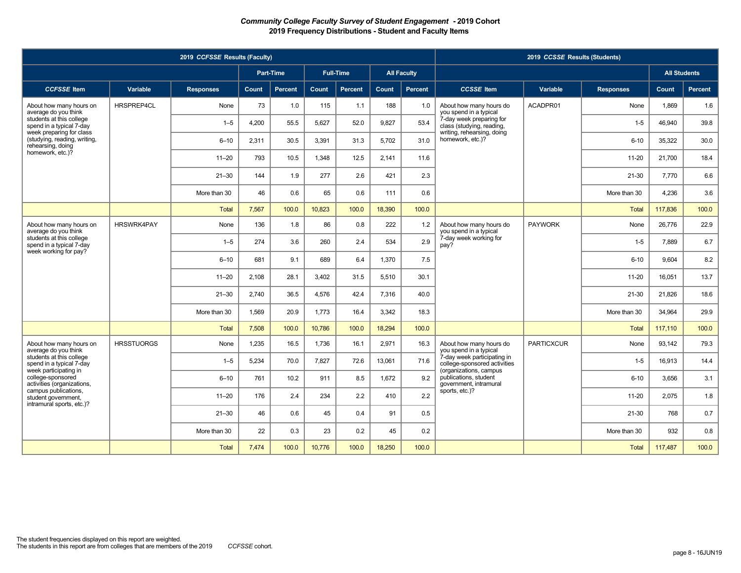**_Community College Faculty Survey of Student Engagement_ - 2019 Cohort**
**2019 Frequency Distributions - Student and Faculty Items**

| 2019 _CCFSSE_ Results (Faculty) | | | | | | | | | 2019 _CCSSE_ Results (Students) | | | | |
|---|---|---|---|---|---|---|---|---|---|---|---|---|---|
| | | | Part-Time | | Full-Time | | All Faculty | | | | | All Students | |
| _CCFSSE_ Item | Variable | Responses | Count | Percent | Count | Percent | Count | Percent | _CCSSE_ Item | Variable | Responses | Count | Percent |
| About how many hours on average do you think students at this college spend in a typical 7-day week preparing for class (studying, reading, writing, rehearsing, doing homework, etc.)? | HRSPREP4CL | None | 73 | 1.0 | 115 | 1.1 | 188 | 1.0 | About how many hours do you spend in a typical 7-day week preparing for class (studying, reading, writing, rehearsing, doing homework, etc.)? | ACADPR01 | None | 1,869 | 1.6 |
| | | 1–5 | 4,200 | 55.5 | 5,627 | 52.0 | 9,827 | 53.4 | | | 1-5 | 46,940 | 39.8 |
| | | 6–10 | 2,311 | 30.5 | 3,391 | 31.3 | 5,702 | 31.0 | | | 6-10 | 35,322 | 30.0 |
| | | 11–20 | 793 | 10.5 | 1,348 | 12.5 | 2,141 | 11.6 | | | 11-20 | 21,700 | 18.4 |
| | | 21–30 | 144 | 1.9 | 277 | 2.6 | 421 | 2.3 | | | 21-30 | 7,770 | 6.6 |
| | | More than 30 | 46 | 0.6 | 65 | 0.6 | 111 | 0.6 | | | More than 30 | 4,236 | 3.6 |
| | | Total | 7,567 | 100.0 | 10,823 | 100.0 | 18,390 | 100.0 | | | Total | 117,836 | 100.0 |
| About how many hours on average do you think students at this college spend in a typical 7-day week working for pay? | HRSWRK4PAY | None | 136 | 1.8 | 86 | 0.8 | 222 | 1.2 | About how many hours do you spend in a typical 7-day week working for pay? | PAYWORK | None | 26,776 | 22.9 |
| | | 1–5 | 274 | 3.6 | 260 | 2.4 | 534 | 2.9 | | | 1-5 | 7,889 | 6.7 |
| | | 6–10 | 681 | 9.1 | 689 | 6.4 | 1,370 | 7.5 | | | 6-10 | 9,604 | 8.2 |
| | | 11–20 | 2,108 | 28.1 | 3,402 | 31.5 | 5,510 | 30.1 | | | 11-20 | 16,051 | 13.7 |
| | | 21–30 | 2,740 | 36.5 | 4,576 | 42.4 | 7,316 | 40.0 | | | 21-30 | 21,826 | 18.6 |
| | | More than 30 | 1,569 | 20.9 | 1,773 | 16.4 | 3,342 | 18.3 | | | More than 30 | 34,964 | 29.9 |
| | | Total | 7,508 | 100.0 | 10,786 | 100.0 | 18,294 | 100.0 | | | Total | 117,110 | 100.0 |
| About how many hours on average do you think students at this college spend in a typical 7-day week participating in college-sponsored activities (organizations, campus publications, student government, intramural sports, etc.)? | HRSSTUORGS | None | 1,235 | 16.5 | 1,736 | 16.1 | 2,971 | 16.3 | About how many hours do you spend in a typical 7-day week participating in college-sponsored activities (organizations, campus publications, student government, intramural sports, etc.)? | PARTICXCUR | None | 93,142 | 79.3 |
| | | 1–5 | 5,234 | 70.0 | 7,827 | 72.6 | 13,061 | 71.6 | | | 1-5 | 16,913 | 14.4 |
| | | 6–10 | 761 | 10.2 | 911 | 8.5 | 1,672 | 9.2 | | | 6-10 | 3,656 | 3.1 |
| | | 11–20 | 176 | 2.4 | 234 | 2.2 | 410 | 2.2 | | | 11-20 | 2,075 | 1.8 |
| | | 21–30 | 46 | 0.6 | 45 | 0.4 | 91 | 0.5 | | | 21-30 | 768 | 0.7 |
| | | More than 30 | 22 | 0.3 | 23 | 0.2 | 45 | 0.2 | | | More than 30 | 932 | 0.8 |
| | | Total | 7,474 | 100.0 | 10,776 | 100.0 | 18,250 | 100.0 | | | Total | 117,487 | 100.0 |

The student frequencies displayed on this report are weighted.
The students in this report are from colleges that are members of the 2019 _CCFSSE_ cohort.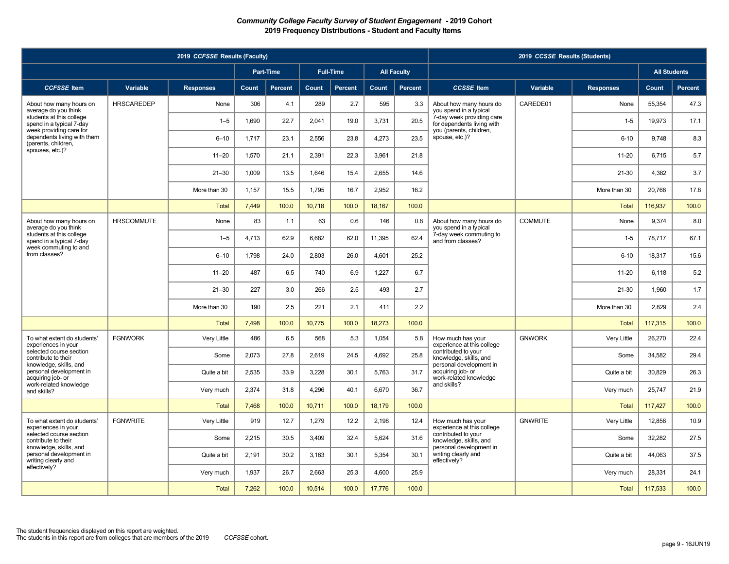***Community College Faculty Survey of Student Engagement* - 2019 Cohort**
**2019 Frequency Distributions - Student and Faculty Items**

| 2019 *CCFSSE* Results (Faculty) | | | | | | | | | 2019 *CCSSE* Results (Students) | | | | |
|---|---|---|---|---|---|---|---|---|---|---|---|---|---|
| | | | Part-Time | | Full-Time | | All Faculty | | | | | All Students | |
| ***CCFSSE* Item** | **Variable** | **Responses** | **Count** | **Percent** | **Count** | **Percent** | **Count** | **Percent** | ***CCSSE* Item** | **Variable** | **Responses** | **Count** | **Percent** |
| About how many hours on average do you think students at this college spend in a typical 7-day week providing care for dependents living with them (parents, children, spouses, etc.)? | HRSCAREDEP | None | 306 | 4.1 | 289 | 2.7 | 595 | 3.3 | About how many hours do you spend in a typical 7-day week providing care for dependents living with you (parents, children, spouse, etc.)? | CAREDE01 | None | 55,354 | 47.3 |
| | | 1–5 | 1,690 | 22.7 | 2,041 | 19.0 | 3,731 | 20.5 | | | 1-5 | 19,973 | 17.1 |
| | | 6–10 | 1,717 | 23.1 | 2,556 | 23.8 | 4,273 | 23.5 | | | 6-10 | 9,748 | 8.3 |
| | | 11–20 | 1,570 | 21.1 | 2,391 | 22.3 | 3,961 | 21.8 | | | 11-20 | 6,715 | 5.7 |
| | | 21–30 | 1,009 | 13.5 | 1,646 | 15.4 | 2,655 | 14.6 | | | 21-30 | 4,382 | 3.7 |
| | | More than 30 | 1,157 | 15.5 | 1,795 | 16.7 | 2,952 | 16.2 | | | More than 30 | 20,766 | 17.8 |
| | | Total | 7,449 | 100.0 | 10,718 | 100.0 | 18,167 | 100.0 | | | Total | 116,937 | 100.0 |
| About how many hours on average do you think students at this college spend in a typical 7-day week commuting to and from classes? | HRSCOMMUTE | None | 83 | 1.1 | 63 | 0.6 | 146 | 0.8 | About how many hours do you spend in a typical 7-day week commuting to and from classes? | COMMUTE | None | 9,374 | 8.0 |
| | | 1–5 | 4,713 | 62.9 | 6,682 | 62.0 | 11,395 | 62.4 | | | 1-5 | 78,717 | 67.1 |
| | | 6–10 | 1,798 | 24.0 | 2,803 | 26.0 | 4,601 | 25.2 | | | 6-10 | 18,317 | 15.6 |
| | | 11–20 | 487 | 6.5 | 740 | 6.9 | 1,227 | 6.7 | | | 11-20 | 6,118 | 5.2 |
| | | 21–30 | 227 | 3.0 | 266 | 2.5 | 493 | 2.7 | | | 21-30 | 1,960 | 1.7 |
| | | More than 30 | 190 | 2.5 | 221 | 2.1 | 411 | 2.2 | | | More than 30 | 2,829 | 2.4 |
| | | Total | 7,498 | 100.0 | 10,775 | 100.0 | 18,273 | 100.0 | | | Total | 117,315 | 100.0 |
| To what extent do students' experiences in your selected course section contribute to their knowledge, skills, and personal development in acquiring job- or work-related knowledge and skills? | FGNWORK | Very Little | 486 | 6.5 | 568 | 5.3 | 1,054 | 5.8 | How much has your experience at this college contributed to your knowledge, skills, and personal development in acquiring job- or work-related knowledge and skills? | GNWORK | Very Little | 26,270 | 22.4 |
| | | Some | 2,073 | 27.8 | 2,619 | 24.5 | 4,692 | 25.8 | | | Some | 34,582 | 29.4 |
| | | Quite a bit | 2,535 | 33.9 | 3,228 | 30.1 | 5,763 | 31.7 | | | Quite a bit | 30,829 | 26.3 |
| | | Very much | 2,374 | 31.8 | 4,296 | 40.1 | 6,670 | 36.7 | | | Very much | 25,747 | 21.9 |
| | | Total | 7,468 | 100.0 | 10,711 | 100.0 | 18,179 | 100.0 | | | Total | 117,427 | 100.0 |
| To what extent do students' experiences in your selected course section contribute to their knowledge, skills, and personal development in writing clearly and effectively? | FGNWRITE | Very Little | 919 | 12.7 | 1,279 | 12.2 | 2,198 | 12.4 | How much has your experience at this college contributed to your knowledge, skills, and personal development in writing clearly and effectively? | GNWRITE | Very Little | 12,856 | 10.9 |
| | | Some | 2,215 | 30.5 | 3,409 | 32.4 | 5,624 | 31.6 | | | Some | 32,282 | 27.5 |
| | | Quite a bit | 2,191 | 30.2 | 3,163 | 30.1 | 5,354 | 30.1 | | | Quite a bit | 44,063 | 37.5 |
| | | Very much | 1,937 | 26.7 | 2,663 | 25.3 | 4,600 | 25.9 | | | Very much | 28,331 | 24.1 |
| | | Total | 7,262 | 100.0 | 10,514 | 100.0 | 17,776 | 100.0 | | | Total | 117,533 | 100.0 |

The student frequencies displayed on this report are weighted.
The students in this report are from colleges that are members of the 2019 *CCFSSE* cohort.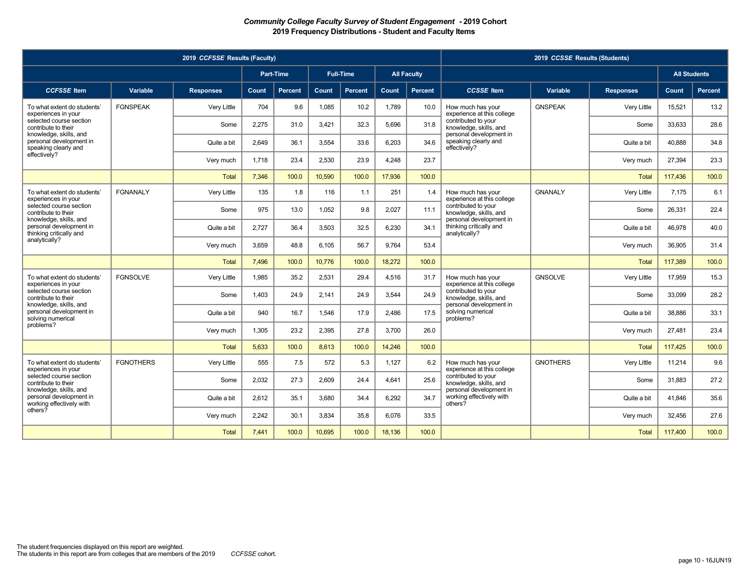# *Community College Faculty Survey of Student Engagement* - 2019 Cohort

## 2019 Frequency Distributions - Student and Faculty Items

| 2019 *CCFSSE* Results (Faculty) | | | | | | | | | 2019 *CCSSE* Results (Students) | | | | |
|---|---|---|---|---|---|---|---|---|---|---|---|---|---|
| | | | Part-Time | | Full-Time | | All Faculty | | | | | All Students | |
| *CCFSSE* Item | Variable | Responses | Count | Percent | Count | Percent | Count | Percent | *CCSSE* Item | Variable | Responses | Count | Percent |
| To what extent do students' experiences in your selected course section contribute to their knowledge, skills, and personal development in speaking clearly and effectively? | FGNSPEAK | Very Little | 704 | 9.6 | 1,085 | 10.2 | 1,789 | 10.0 | How much has your experience at this college contributed to your knowledge, skills, and personal development in speaking clearly and effectively? | GNSPEAK | Very Little | 15,521 | 13.2 |
| | | Some | 2,275 | 31.0 | 3,421 | 32.3 | 5,696 | 31.8 | | | Some | 33,633 | 28.6 |
| | | Quite a bit | 2,649 | 36.1 | 3,554 | 33.6 | 6,203 | 34.6 | | | Quite a bit | 40,888 | 34.8 |
| | | Very much | 1,718 | 23.4 | 2,530 | 23.9 | 4,248 | 23.7 | | | Very much | 27,394 | 23.3 |
| | | Total | 7,346 | 100.0 | 10,590 | 100.0 | 17,936 | 100.0 | | | Total | 117,436 | 100.0 |
| To what extent do students' experiences in your selected course section contribute to their knowledge, skills, and personal development in thinking critically and analytically? | FGNANALY | Very Little | 135 | 1.8 | 116 | 1.1 | 251 | 1.4 | How much has your experience at this college contributed to your knowledge, skills, and personal development in thinking critically and analytically? | GNANALY | Very Little | 7,175 | 6.1 |
| | | Some | 975 | 13.0 | 1,052 | 9.8 | 2,027 | 11.1 | | | Some | 26,331 | 22.4 |
| | | Quite a bit | 2,727 | 36.4 | 3,503 | 32.5 | 6,230 | 34.1 | | | Quite a bit | 46,978 | 40.0 |
| | | Very much | 3,659 | 48.8 | 6,105 | 56.7 | 9,764 | 53.4 | | | Very much | 36,905 | 31.4 |
| | | Total | 7,496 | 100.0 | 10,776 | 100.0 | 18,272 | 100.0 | | | Total | 117,389 | 100.0 |
| To what extent do students' experiences in your selected course section contribute to their knowledge, skills, and personal development in solving numerical problems? | FGNSOLVE | Very Little | 1,985 | 35.2 | 2,531 | 29.4 | 4,516 | 31.7 | How much has your experience at this college contributed to your knowledge, skills, and personal development in solving numerical problems? | GNSOLVE | Very Little | 17,959 | 15.3 |
| | | Some | 1,403 | 24.9 | 2,141 | 24.9 | 3,544 | 24.9 | | | Some | 33,099 | 28.2 |
| | | Quite a bit | 940 | 16.7 | 1,546 | 17.9 | 2,486 | 17.5 | | | Quite a bit | 38,886 | 33.1 |
| | | Very much | 1,305 | 23.2 | 2,395 | 27.8 | 3,700 | 26.0 | | | Very much | 27,481 | 23.4 |
| | | Total | 5,633 | 100.0 | 8,613 | 100.0 | 14,246 | 100.0 | | | Total | 117,425 | 100.0 |
| To what extent do students' experiences in your selected course section contribute to their knowledge, skills, and personal development in working effectively with others? | FGNOTHERS | Very Little | 555 | 7.5 | 572 | 5.3 | 1,127 | 6.2 | How much has your experience at this college contributed to your knowledge, skills, and personal development in working effectively with others? | GNOTHERS | Very Little | 11,214 | 9.6 |
| | | Some | 2,032 | 27.3 | 2,609 | 24.4 | 4,641 | 25.6 | | | Some | 31,883 | 27.2 |
| | | Quite a bit | 2,612 | 35.1 | 3,680 | 34.4 | 6,292 | 34.7 | | | Quite a bit | 41,846 | 35.6 |
| | | Very much | 2,242 | 30.1 | 3,834 | 35.8 | 6,076 | 33.5 | | | Very much | 32,456 | 27.6 |
| | | Total | 7,441 | 100.0 | 10,695 | 100.0 | 18,136 | 100.0 | | | Total | 117,400 | 100.0 |

The student frequencies displayed on this report are weighted.
The students in this report are from colleges that are members of the 2019 *CCFSSE* cohort.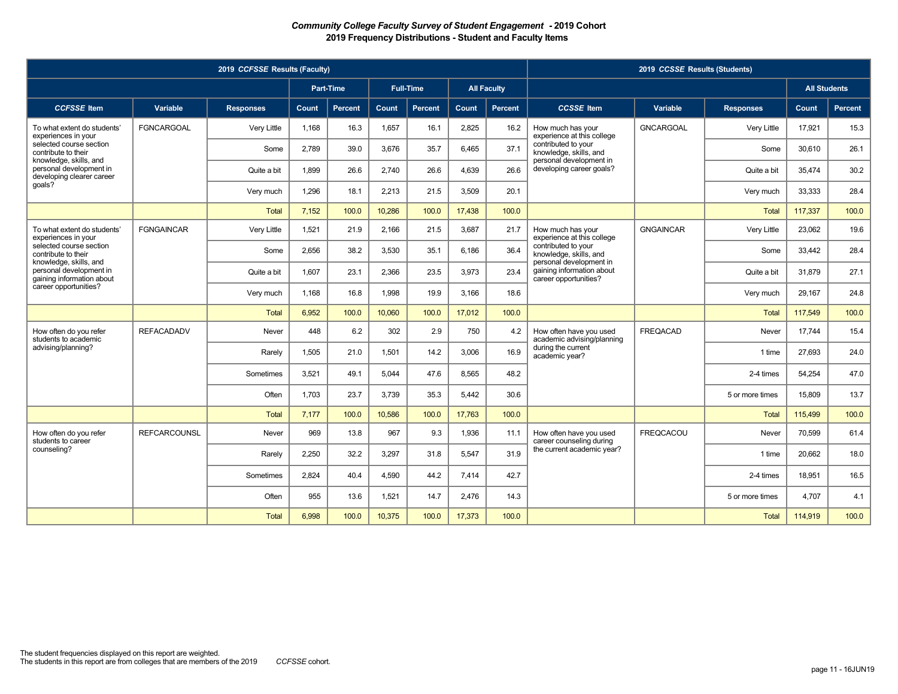***Community College Faculty Survey of Student Engagement* - 2019 Cohort**
**2019 Frequency Distributions - Student and Faculty Items**

| 2019 *CCFSSE* Results (Faculty) | | | | | | | | | 2019 *CCSSE* Results (Students) | | | | |
|---|---|---|---|---|---|---|---|---|---|---|---|---|---|
| | | | Part-Time | | Full-Time | | All Faculty | | | | | All Students | |
| *CCFSSE* Item | Variable | Responses | Count | Percent | Count | Percent | Count | Percent | *CCSSE* Item | Variable | Responses | Count | Percent |
| To what extent do students' experiences in your selected course section contribute to their knowledge, skills, and personal development in developing clearer career goals? | FGNCARGOAL | Very Little | 1,168 | 16.3 | 1,657 | 16.1 | 2,825 | 16.2 | How much has your experience at this college contributed to your knowledge, skills, and personal development in developing career goals? | GNCARGOAL | Very Little | 17,921 | 15.3 |
| | | Some | 2,789 | 39.0 | 3,676 | 35.7 | 6,465 | 37.1 | | | Some | 30,610 | 26.1 |
| | | Quite a bit | 1,899 | 26.6 | 2,740 | 26.6 | 4,639 | 26.6 | | | Quite a bit | 35,474 | 30.2 |
| | | Very much | 1,296 | 18.1 | 2,213 | 21.5 | 3,509 | 20.1 | | | Very much | 33,333 | 28.4 |
| | | Total | 7,152 | 100.0 | 10,286 | 100.0 | 17,438 | 100.0 | | | Total | 117,337 | 100.0 |
| To what extent do students' experiences in your selected course section contribute to their knowledge, skills, and personal development in gaining information about career opportunities? | FGNGAINCAR | Very Little | 1,521 | 21.9 | 2,166 | 21.5 | 3,687 | 21.7 | How much has your experience at this college contributed to your knowledge, skills, and personal development in gaining information about career opportunities? | GNGAINCAR | Very Little | 23,062 | 19.6 |
| | | Some | 2,656 | 38.2 | 3,530 | 35.1 | 6,186 | 36.4 | | | Some | 33,442 | 28.4 |
| | | Quite a bit | 1,607 | 23.1 | 2,366 | 23.5 | 3,973 | 23.4 | | | Quite a bit | 31,879 | 27.1 |
| | | Very much | 1,168 | 16.8 | 1,998 | 19.9 | 3,166 | 18.6 | | | Very much | 29,167 | 24.8 |
| | | Total | 6,952 | 100.0 | 10,060 | 100.0 | 17,012 | 100.0 | | | Total | 117,549 | 100.0 |
| How often do you refer students to academic advising/planning? | REFACADADV | Never | 448 | 6.2 | 302 | 2.9 | 750 | 4.2 | How often have you used academic advising/planning during the current academic year? | FREQACAD | Never | 17,744 | 15.4 |
| | | Rarely | 1,505 | 21.0 | 1,501 | 14.2 | 3,006 | 16.9 | | | 1 time | 27,693 | 24.0 |
| | | Sometimes | 3,521 | 49.1 | 5,044 | 47.6 | 8,565 | 48.2 | | | 2-4 times | 54,254 | 47.0 |
| | | Often | 1,703 | 23.7 | 3,739 | 35.3 | 5,442 | 30.6 | | | 5 or more times | 15,809 | 13.7 |
| | | Total | 7,177 | 100.0 | 10,586 | 100.0 | 17,763 | 100.0 | | | Total | 115,499 | 100.0 |
| How often do you refer students to career counseling? | REFCARCOUNSL | Never | 969 | 13.8 | 967 | 9.3 | 1,936 | 11.1 | How often have you used career counseling during the current academic year? | FREQCACOU | Never | 70,599 | 61.4 |
| | | Rarely | 2,250 | 32.2 | 3,297 | 31.8 | 5,547 | 31.9 | | | 1 time | 20,662 | 18.0 |
| | | Sometimes | 2,824 | 40.4 | 4,590 | 44.2 | 7,414 | 42.7 | | | 2-4 times | 18,951 | 16.5 |
| | | Often | 955 | 13.6 | 1,521 | 14.7 | 2,476 | 14.3 | | | 5 or more times | 4,707 | 4.1 |
| | | Total | 6,998 | 100.0 | 10,375 | 100.0 | 17,373 | 100.0 | | | Total | 114,919 | 100.0 |

The student frequencies displayed on this report are weighted.
The students in this report are from colleges that are members of the 2019 *CCFSSE* cohort.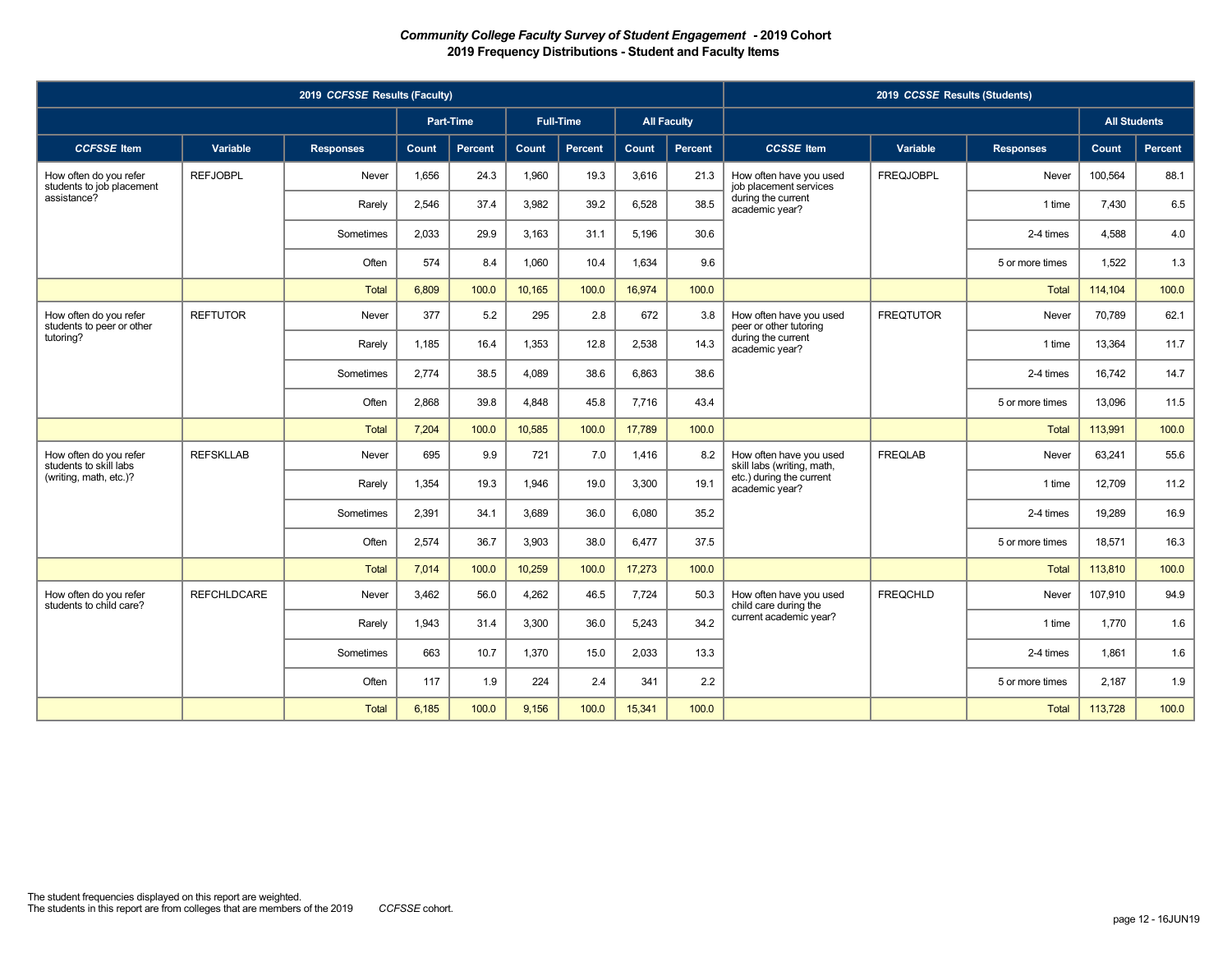# *Community College Faculty Survey of Student Engagement* - 2019 Cohort
## 2019 Frequency Distributions - Student and Faculty Items

| 2019 *CCFSSE* Results (Faculty) | | | | | | | | | 2019 *CCSSE* Results (Students) | | | | |
|---|---|---|---|---|---|---|---|---|---|---|---|---|---|
| | | | Part-Time | | Full-Time | | All Faculty | | | | | All Students | |
| *CCFSSE* Item | Variable | Responses | Count | Percent | Count | Percent | Count | Percent | *CCSSE* Item | Variable | Responses | Count | Percent |
| How often do you refer students to job placement assistance? | REFJOBPL | Never | 1,656 | 24.3 | 1,960 | 19.3 | 3,616 | 21.3 | How often have you used job placement services during the current academic year? | FREQJOBPL | Never | 100,564 | 88.1 |
| | | Rarely | 2,546 | 37.4 | 3,982 | 39.2 | 6,528 | 38.5 | | | 1 time | 7,430 | 6.5 |
| | | Sometimes | 2,033 | 29.9 | 3,163 | 31.1 | 5,196 | 30.6 | | | 2-4 times | 4,588 | 4.0 |
| | | Often | 574 | 8.4 | 1,060 | 10.4 | 1,634 | 9.6 | | | 5 or more times | 1,522 | 1.3 |
| | | Total | 6,809 | 100.0 | 10,165 | 100.0 | 16,974 | 100.0 | | | Total | 114,104 | 100.0 |
| How often do you refer students to peer or other tutoring? | REFTUTOR | Never | 377 | 5.2 | 295 | 2.8 | 672 | 3.8 | How often have you used peer or other tutoring during the current academic year? | FREQTUTOR | Never | 70,789 | 62.1 |
| | | Rarely | 1,185 | 16.4 | 1,353 | 12.8 | 2,538 | 14.3 | | | 1 time | 13,364 | 11.7 |
| | | Sometimes | 2,774 | 38.5 | 4,089 | 38.6 | 6,863 | 38.6 | | | 2-4 times | 16,742 | 14.7 |
| | | Often | 2,868 | 39.8 | 4,848 | 45.8 | 7,716 | 43.4 | | | 5 or more times | 13,096 | 11.5 |
| | | Total | 7,204 | 100.0 | 10,585 | 100.0 | 17,789 | 100.0 | | | Total | 113,991 | 100.0 |
| How often do you refer students to skill labs (writing, math, etc.)? | REFSKLLAB | Never | 695 | 9.9 | 721 | 7.0 | 1,416 | 8.2 | How often have you used skill labs (writing, math, etc.) during the current academic year? | FREQLAB | Never | 63,241 | 55.6 |
| | | Rarely | 1,354 | 19.3 | 1,946 | 19.0 | 3,300 | 19.1 | | | 1 time | 12,709 | 11.2 |
| | | Sometimes | 2,391 | 34.1 | 3,689 | 36.0 | 6,080 | 35.2 | | | 2-4 times | 19,289 | 16.9 |
| | | Often | 2,574 | 36.7 | 3,903 | 38.0 | 6,477 | 37.5 | | | 5 or more times | 18,571 | 16.3 |
| | | Total | 7,014 | 100.0 | 10,259 | 100.0 | 17,273 | 100.0 | | | Total | 113,810 | 100.0 |
| How often do you refer students to child care? | REFCHLDCARE | Never | 3,462 | 56.0 | 4,262 | 46.5 | 7,724 | 50.3 | How often have you used child care during the current academic year? | FREQCHLD | Never | 107,910 | 94.9 |
| | | Rarely | 1,943 | 31.4 | 3,300 | 36.0 | 5,243 | 34.2 | | | 1 time | 1,770 | 1.6 |
| | | Sometimes | 663 | 10.7 | 1,370 | 15.0 | 2,033 | 13.3 | | | 2-4 times | 1,861 | 1.6 |
| | | Often | 117 | 1.9 | 224 | 2.4 | 341 | 2.2 | | | 5 or more times | 2,187 | 1.9 |
| | | Total | 6,185 | 100.0 | 9,156 | 100.0 | 15,341 | 100.0 | | | Total | 113,728 | 100.0 |

The student frequencies displayed on this report are weighted.
The students in this report are from colleges that are members of the 2019 *CCFSSE* cohort.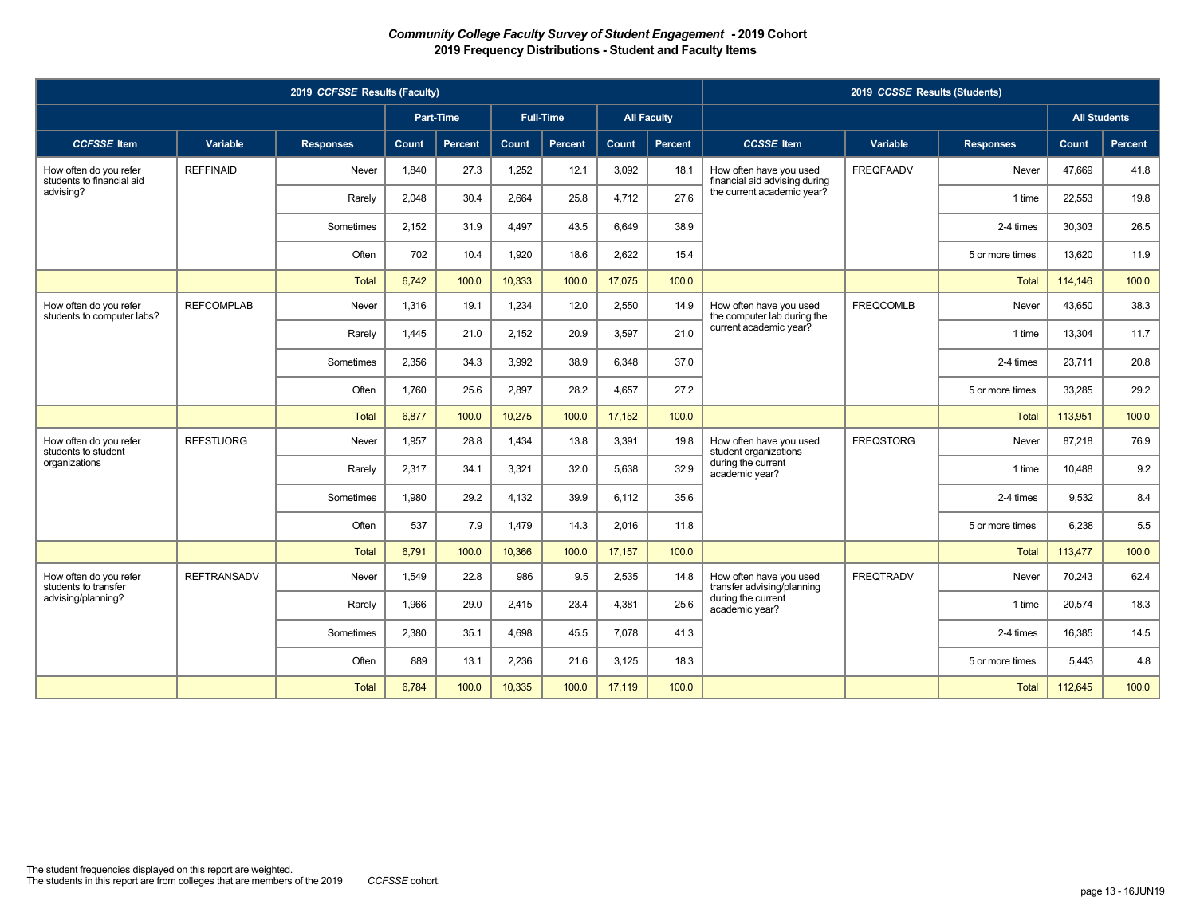***Community College Faculty Survey of Student Engagement* - 2019 Cohort**
**2019 Frequency Distributions - Student and Faculty Items**

| 2019 *CCFSSE* Results (Faculty) | | | | | | | | | 2019 *CCSSE* Results (Students) | | | | |
|---|---|---|---|---|---|---|---|---|---|---|---|---|---|
| | | | Part-Time | | Full-Time | | All Faculty | | | | | All Students | |
| *CCFSSE* Item | Variable | Responses | Count | Percent | Count | Percent | Count | Percent | *CCSSE* Item | Variable | Responses | Count | Percent |
| How often do you refer students to financial aid advising? | REFFINAID | Never | 1,840 | 27.3 | 1,252 | 12.1 | 3,092 | 18.1 | How often have you used financial aid advising during the current academic year? | FREQFAADV | Never | 47,669 | 41.8 |
| | | Rarely | 2,048 | 30.4 | 2,664 | 25.8 | 4,712 | 27.6 | | | 1 time | 22,553 | 19.8 |
| | | Sometimes | 2,152 | 31.9 | 4,497 | 43.5 | 6,649 | 38.9 | | | 2-4 times | 30,303 | 26.5 |
| | | Often | 702 | 10.4 | 1,920 | 18.6 | 2,622 | 15.4 | | | 5 or more times | 13,620 | 11.9 |
| | | Total | 6,742 | 100.0 | 10,333 | 100.0 | 17,075 | 100.0 | | | Total | 114,146 | 100.0 |
| How often do you refer students to computer labs? | REFCOMPLAB | Never | 1,316 | 19.1 | 1,234 | 12.0 | 2,550 | 14.9 | How often have you used the computer lab during the current academic year? | FREQCOMLB | Never | 43,650 | 38.3 |
| | | Rarely | 1,445 | 21.0 | 2,152 | 20.9 | 3,597 | 21.0 | | | 1 time | 13,304 | 11.7 |
| | | Sometimes | 2,356 | 34.3 | 3,992 | 38.9 | 6,348 | 37.0 | | | 2-4 times | 23,711 | 20.8 |
| | | Often | 1,760 | 25.6 | 2,897 | 28.2 | 4,657 | 27.2 | | | 5 or more times | 33,285 | 29.2 |
| | | Total | 6,877 | 100.0 | 10,275 | 100.0 | 17,152 | 100.0 | | | Total | 113,951 | 100.0 |
| How often do you refer students to student organizations | REFSTUORG | Never | 1,957 | 28.8 | 1,434 | 13.8 | 3,391 | 19.8 | How often have you used student organizations during the current academic year? | FREQSTORG | Never | 87,218 | 76.9 |
| | | Rarely | 2,317 | 34.1 | 3,321 | 32.0 | 5,638 | 32.9 | | | 1 time | 10,488 | 9.2 |
| | | Sometimes | 1,980 | 29.2 | 4,132 | 39.9 | 6,112 | 35.6 | | | 2-4 times | 9,532 | 8.4 |
| | | Often | 537 | 7.9 | 1,479 | 14.3 | 2,016 | 11.8 | | | 5 or more times | 6,238 | 5.5 |
| | | Total | 6,791 | 100.0 | 10,366 | 100.0 | 17,157 | 100.0 | | | Total | 113,477 | 100.0 |
| How often do you refer students to transfer advising/planning? | REFTRANSADV | Never | 1,549 | 22.8 | 986 | 9.5 | 2,535 | 14.8 | How often have you used transfer advising/planning during the current academic year? | FREQTRADV | Never | 70,243 | 62.4 |
| | | Rarely | 1,966 | 29.0 | 2,415 | 23.4 | 4,381 | 25.6 | | | 1 time | 20,574 | 18.3 |
| | | Sometimes | 2,380 | 35.1 | 4,698 | 45.5 | 7,078 | 41.3 | | | 2-4 times | 16,385 | 14.5 |
| | | Often | 889 | 13.1 | 2,236 | 21.6 | 3,125 | 18.3 | | | 5 or more times | 5,443 | 4.8 |
| | | Total | 6,784 | 100.0 | 10,335 | 100.0 | 17,119 | 100.0 | | | Total | 112,645 | 100.0 |

The student frequencies displayed on this report are weighted.
The students in this report are from colleges that are members of the 2019 *CCFSSE* cohort.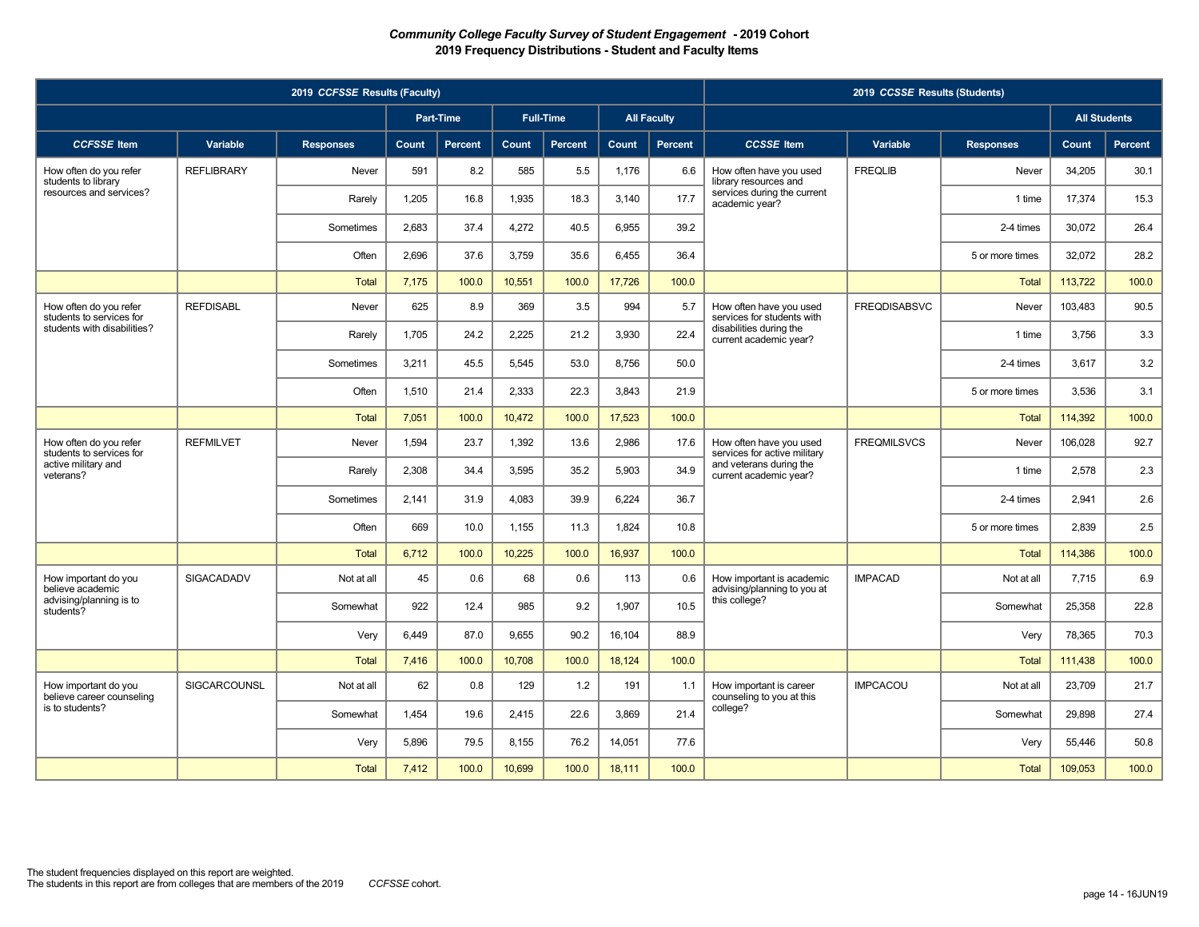**Community College Faculty Survey of Student Engagement - 2019 Cohort**
**2019 Frequency Distributions - Student and Faculty Items**

| 2019 *CCFSSE* Results (Faculty) | | | | | | | | | 2019 *CCSSE* Results (Students) | | | | |
|---|---|---|---|---|---|---|---|---|---|---|---|---|---|
| | | | Part-Time | | Full-Time | | All Faculty | | | | | All Students | |
| *CCFSSE* Item | Variable | Responses | Count | Percent | Count | Percent | Count | Percent | *CCSSE* Item | Variable | Responses | Count | Percent |
| How often do you refer students to library resources and services? | REFLIBRARY | Never | 591 | 8.2 | 585 | 5.5 | 1,176 | 6.6 | How often have you used library resources and services during the current academic year? | FREQLIB | Never | 34,205 | 30.1 |
| | | Rarely | 1,205 | 16.8 | 1,935 | 18.3 | 3,140 | 17.7 | | | 1 time | 17,374 | 15.3 |
| | | Sometimes | 2,683 | 37.4 | 4,272 | 40.5 | 6,955 | 39.2 | | | 2-4 times | 30,072 | 26.4 |
| | | Often | 2,696 | 37.6 | 3,759 | 35.6 | 6,455 | 36.4 | | | 5 or more times | 32,072 | 28.2 |
| | | Total | 7,175 | 100.0 | 10,551 | 100.0 | 17,726 | 100.0 | | | Total | 113,722 | 100.0 |
| How often do you refer students to services for students with disabilities? | REFDISABL | Never | 625 | 8.9 | 369 | 3.5 | 994 | 5.7 | How often have you used services for students with disabilities during the current academic year? | FREQDISABSVC | Never | 103,483 | 90.5 |
| | | Rarely | 1,705 | 24.2 | 2,225 | 21.2 | 3,930 | 22.4 | | | 1 time | 3,756 | 3.3 |
| | | Sometimes | 3,211 | 45.5 | 5,545 | 53.0 | 8,756 | 50.0 | | | 2-4 times | 3,617 | 3.2 |
| | | Often | 1,510 | 21.4 | 2,333 | 22.3 | 3,843 | 21.9 | | | 5 or more times | 3,536 | 3.1 |
| | | Total | 7,051 | 100.0 | 10,472 | 100.0 | 17,523 | 100.0 | | | Total | 114,392 | 100.0 |
| How often do you refer students to services for active military and veterans? | REFMILVET | Never | 1,594 | 23.7 | 1,392 | 13.6 | 2,986 | 17.6 | How often have you used services for active military and veterans during the current academic year? | FREQMILSVCS | Never | 106,028 | 92.7 |
| | | Rarely | 2,308 | 34.4 | 3,595 | 35.2 | 5,903 | 34.9 | | | 1 time | 2,578 | 2.3 |
| | | Sometimes | 2,141 | 31.9 | 4,083 | 39.9 | 6,224 | 36.7 | | | 2-4 times | 2,941 | 2.6 |
| | | Often | 669 | 10.0 | 1,155 | 11.3 | 1,824 | 10.8 | | | 5 or more times | 2,839 | 2.5 |
| | | Total | 6,712 | 100.0 | 10,225 | 100.0 | 16,937 | 100.0 | | | Total | 114,386 | 100.0 |
| How important do you believe academic advising/planning is to students? | SIGACADADV | Not at all | 45 | 0.6 | 68 | 0.6 | 113 | 0.6 | How important is academic advising/planning to you at this college? | IMPACAD | Not at all | 7,715 | 6.9 |
| | | Somewhat | 922 | 12.4 | 985 | 9.2 | 1,907 | 10.5 | | | Somewhat | 25,358 | 22.8 |
| | | Very | 6,449 | 87.0 | 9,655 | 90.2 | 16,104 | 88.9 | | | Very | 78,365 | 70.3 |
| | | Total | 7,416 | 100.0 | 10,708 | 100.0 | 18,124 | 100.0 | | | Total | 111,438 | 100.0 |
| How important do you believe career counseling is to students? | SIGCARCOUNSL | Not at all | 62 | 0.8 | 129 | 1.2 | 191 | 1.1 | How important is career counseling to you at this college? | IMPCACOU | Not at all | 23,709 | 21.7 |
| | | Somewhat | 1,454 | 19.6 | 2,415 | 22.6 | 3,869 | 21.4 | | | Somewhat | 29,898 | 27.4 |
| | | Very | 5,896 | 79.5 | 8,155 | 76.2 | 14,051 | 77.6 | | | Very | 55,446 | 50.8 |
| | | Total | 7,412 | 100.0 | 10,699 | 100.0 | 18,111 | 100.0 | | | Total | 109,053 | 100.0 |

The student frequencies displayed on this report are weighted.
The students in this report are from colleges that are members of the 2019 *CCFSSE* cohort.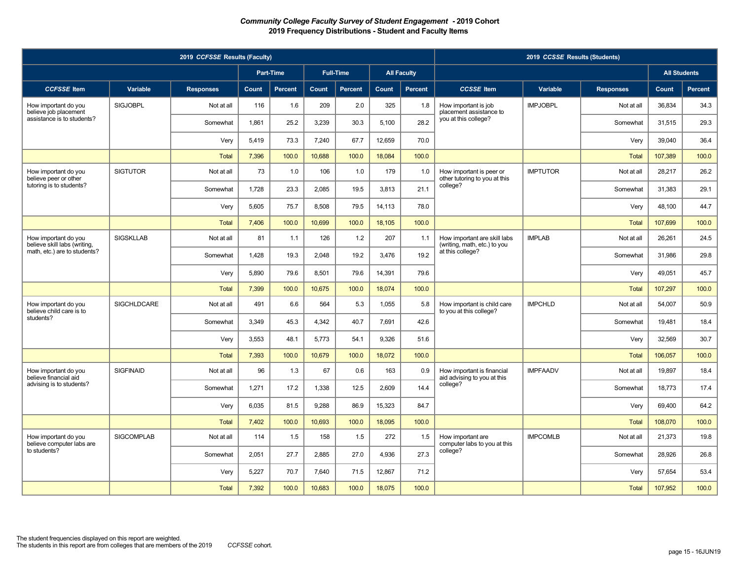***Community College Faculty Survey of Student Engagement* - 2019 Cohort**
**2019 Frequency Distributions - Student and Faculty Items**

| 2019 *CCFSSE* Results (Faculty) | | | | | | | | | 2019 *CCSSE* Results (Students) | | | | |
|---|---|---|---|---|---|---|---|---|---|---|---|---|---|
| | | | Part-Time | | Full-Time | | All Faculty | | | | | All Students | |
| *CCFSSE* Item | Variable | Responses | Count | Percent | Count | Percent | Count | Percent | *CCSSE* Item | Variable | Responses | Count | Percent |
| How important do you believe job placement assistance is to students? | SIGJOBPL | Not at all | 116 | 1.6 | 209 | 2.0 | 325 | 1.8 | How important is job placement assistance to you at this college? | IMPJOBPL | Not at all | 36,834 | 34.3 |
| | | Somewhat | 1,861 | 25.2 | 3,239 | 30.3 | 5,100 | 28.2 | | | Somewhat | 31,515 | 29.3 |
| | | Very | 5,419 | 73.3 | 7,240 | 67.7 | 12,659 | 70.0 | | | Very | 39,040 | 36.4 |
| | | Total | 7,396 | 100.0 | 10,688 | 100.0 | 18,084 | 100.0 | | | Total | 107,389 | 100.0 |
| How important do you believe peer or other tutoring is to students? | SIGTUTOR | Not at all | 73 | 1.0 | 106 | 1.0 | 179 | 1.0 | How important is peer or other tutoring to you at this college? | IMPTUTOR | Not at all | 28,217 | 26.2 |
| | | Somewhat | 1,728 | 23.3 | 2,085 | 19.5 | 3,813 | 21.1 | | | Somewhat | 31,383 | 29.1 |
| | | Very | 5,605 | 75.7 | 8,508 | 79.5 | 14,113 | 78.0 | | | Very | 48,100 | 44.7 |
| | | Total | 7,406 | 100.0 | 10,699 | 100.0 | 18,105 | 100.0 | | | Total | 107,699 | 100.0 |
| How important do you believe skill labs (writing, math, etc.) are to students? | SIGSKLLAB | Not at all | 81 | 1.1 | 126 | 1.2 | 207 | 1.1 | How important are skill labs (writing, math, etc.) to you at this college? | IMPLAB | Not at all | 26,261 | 24.5 |
| | | Somewhat | 1,428 | 19.3 | 2,048 | 19.2 | 3,476 | 19.2 | | | Somewhat | 31,986 | 29.8 |
| | | Very | 5,890 | 79.6 | 8,501 | 79.6 | 14,391 | 79.6 | | | Very | 49,051 | 45.7 |
| | | Total | 7,399 | 100.0 | 10,675 | 100.0 | 18,074 | 100.0 | | | Total | 107,297 | 100.0 |
| How important do you believe child care is to students? | SIGCHLDCARE | Not at all | 491 | 6.6 | 564 | 5.3 | 1,055 | 5.8 | How important is child care to you at this college? | IMPCHLD | Not at all | 54,007 | 50.9 |
| | | Somewhat | 3,349 | 45.3 | 4,342 | 40.7 | 7,691 | 42.6 | | | Somewhat | 19,481 | 18.4 |
| | | Very | 3,553 | 48.1 | 5,773 | 54.1 | 9,326 | 51.6 | | | Very | 32,569 | 30.7 |
| | | Total | 7,393 | 100.0 | 10,679 | 100.0 | 18,072 | 100.0 | | | Total | 106,057 | 100.0 |
| How important do you believe financial aid advising is to students? | SIGFINAID | Not at all | 96 | 1.3 | 67 | 0.6 | 163 | 0.9 | How important is financial aid advising to you at this college? | IMPFAADV | Not at all | 19,897 | 18.4 |
| | | Somewhat | 1,271 | 17.2 | 1,338 | 12.5 | 2,609 | 14.4 | | | Somewhat | 18,773 | 17.4 |
| | | Very | 6,035 | 81.5 | 9,288 | 86.9 | 15,323 | 84.7 | | | Very | 69,400 | 64.2 |
| | | Total | 7,402 | 100.0 | 10,693 | 100.0 | 18,095 | 100.0 | | | Total | 108,070 | 100.0 |
| How important do you believe computer labs are to students? | SIGCOMPLAB | Not at all | 114 | 1.5 | 158 | 1.5 | 272 | 1.5 | How important are computer labs to you at this college? | IMPCOMLB | Not at all | 21,373 | 19.8 |
| | | Somewhat | 2,051 | 27.7 | 2,885 | 27.0 | 4,936 | 27.3 | | | Somewhat | 28,926 | 26.8 |
| | | Very | 5,227 | 70.7 | 7,640 | 71.5 | 12,867 | 71.2 | | | Very | 57,654 | 53.4 |
| | | Total | 7,392 | 100.0 | 10,683 | 100.0 | 18,075 | 100.0 | | | Total | 107,952 | 100.0 |

The student frequencies displayed on this report are weighted.
The students in this report are from colleges that are members of the 2019 *CCFSSE* cohort.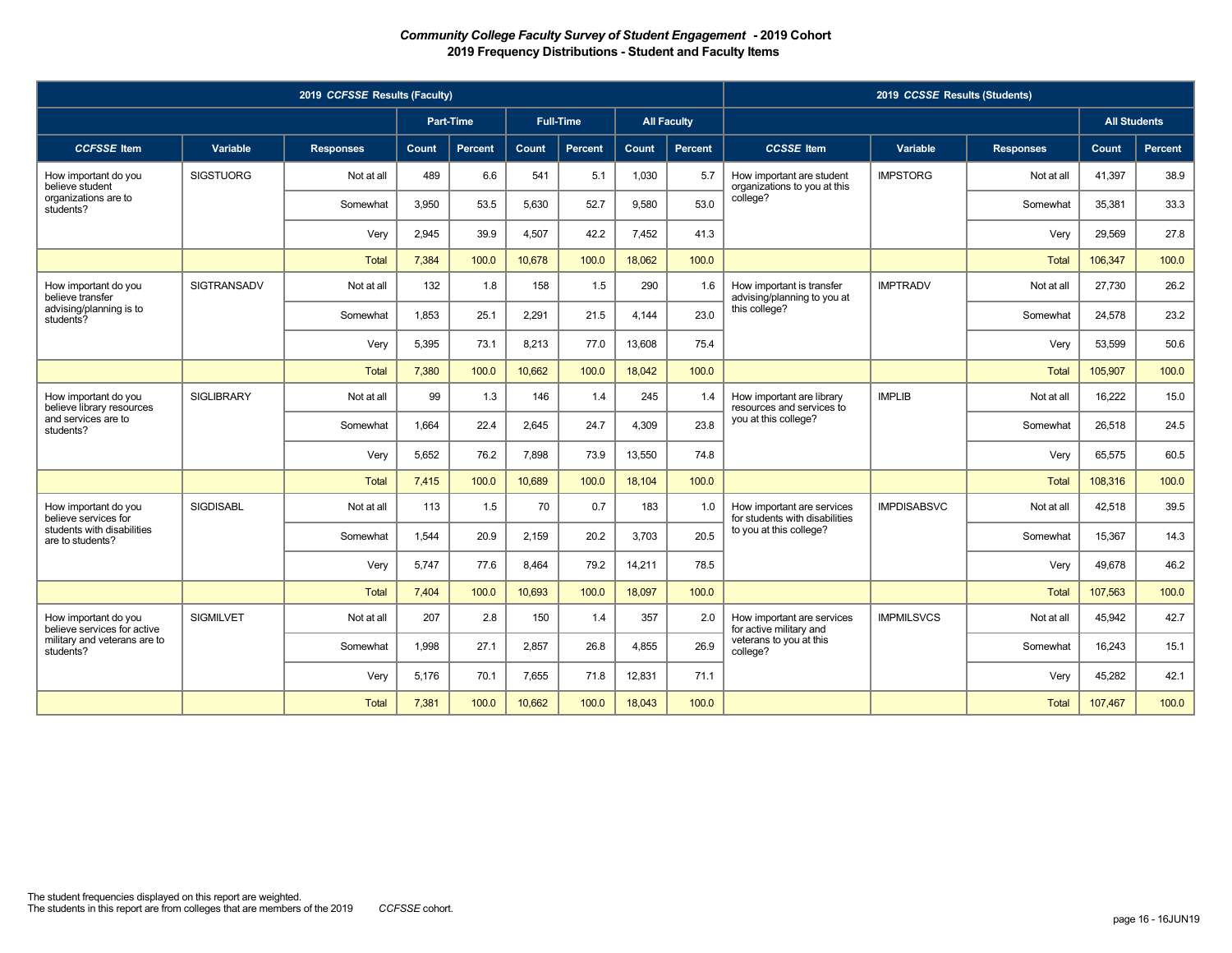***Community College Faculty Survey of Student Engagement* - 2019 Cohort**
**2019 Frequency Distributions - Student and Faculty Items**

| 2019 *CCFSSE* Results (Faculty) | | | | | | | | | 2019 *CCSSE* Results (Students) | | | | |
|---|---|---|---|---|---|---|---|---|---|---|---|---|---|
| | | | Part-Time | | Full-Time | | All Faculty | | | | | All Students | |
| *CCFSSE* Item | Variable | Responses | Count | Percent | Count | Percent | Count | Percent | *CCSSE* Item | Variable | Responses | Count | Percent |
| How important do you believe student organizations are to students? | SIGSTUORG | Not at all | 489 | 6.6 | 541 | 5.1 | 1,030 | 5.7 | How important are student organizations to you at this college? | IMPSTORG | Not at all | 41,397 | 38.9 |
| | | Somewhat | 3,950 | 53.5 | 5,630 | 52.7 | 9,580 | 53.0 | | | Somewhat | 35,381 | 33.3 |
| | | Very | 2,945 | 39.9 | 4,507 | 42.2 | 7,452 | 41.3 | | | Very | 29,569 | 27.8 |
| | | Total | 7,384 | 100.0 | 10,678 | 100.0 | 18,062 | 100.0 | | | Total | 106,347 | 100.0 |
| How important do you believe transfer advising/planning is to students? | SIGTRANSADV | Not at all | 132 | 1.8 | 158 | 1.5 | 290 | 1.6 | How important is transfer advising/planning to you at this college? | IMPTRADV | Not at all | 27,730 | 26.2 |
| | | Somewhat | 1,853 | 25.1 | 2,291 | 21.5 | 4,144 | 23.0 | | | Somewhat | 24,578 | 23.2 |
| | | Very | 5,395 | 73.1 | 8,213 | 77.0 | 13,608 | 75.4 | | | Very | 53,599 | 50.6 |
| | | Total | 7,380 | 100.0 | 10,662 | 100.0 | 18,042 | 100.0 | | | Total | 105,907 | 100.0 |
| How important do you believe library resources and services are to students? | SIGLIBRARY | Not at all | 99 | 1.3 | 146 | 1.4 | 245 | 1.4 | How important are library resources and services to you at this college? | IMPLIB | Not at all | 16,222 | 15.0 |
| | | Somewhat | 1,664 | 22.4 | 2,645 | 24.7 | 4,309 | 23.8 | | | Somewhat | 26,518 | 24.5 |
| | | Very | 5,652 | 76.2 | 7,898 | 73.9 | 13,550 | 74.8 | | | Very | 65,575 | 60.5 |
| | | Total | 7,415 | 100.0 | 10,689 | 100.0 | 18,104 | 100.0 | | | Total | 108,316 | 100.0 |
| How important do you believe services for students with disabilities are to students? | SIGDISABL | Not at all | 113 | 1.5 | 70 | 0.7 | 183 | 1.0 | How important are services for students with disabilities to you at this college? | IMPDISABSVC | Not at all | 42,518 | 39.5 |
| | | Somewhat | 1,544 | 20.9 | 2,159 | 20.2 | 3,703 | 20.5 | | | Somewhat | 15,367 | 14.3 |
| | | Very | 5,747 | 77.6 | 8,464 | 79.2 | 14,211 | 78.5 | | | Very | 49,678 | 46.2 |
| | | Total | 7,404 | 100.0 | 10,693 | 100.0 | 18,097 | 100.0 | | | Total | 107,563 | 100.0 |
| How important do you believe services for active military and veterans are to students? | SIGMILVET | Not at all | 207 | 2.8 | 150 | 1.4 | 357 | 2.0 | How important are services for active military and veterans to you at this college? | IMPMILSVCS | Not at all | 45,942 | 42.7 |
| | | Somewhat | 1,998 | 27.1 | 2,857 | 26.8 | 4,855 | 26.9 | | | Somewhat | 16,243 | 15.1 |
| | | Very | 5,176 | 70.1 | 7,655 | 71.8 | 12,831 | 71.1 | | | Very | 45,282 | 42.1 |
| | | Total | 7,381 | 100.0 | 10,662 | 100.0 | 18,043 | 100.0 | | | Total | 107,467 | 100.0 |

The student frequencies displayed on this report are weighted.
The students in this report are from colleges that are members of the 2019 *CCFSSE* cohort.